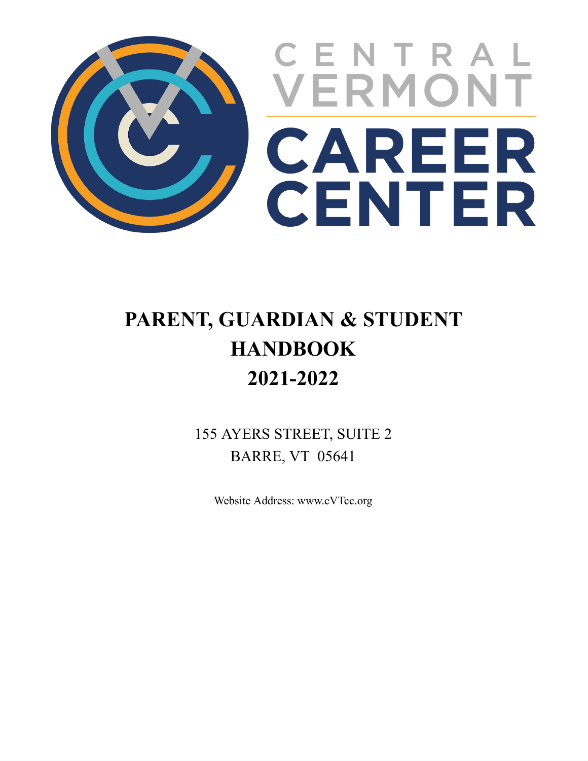CENTRAL VERMONT

CAREER CENTER

# PARENT, GUARDIAN & STUDENT HANDBOOK 2021-2022

155 AYERS STREET, SUITE 2
BARRE, VT 05641

Website Address: www.cVTcc.org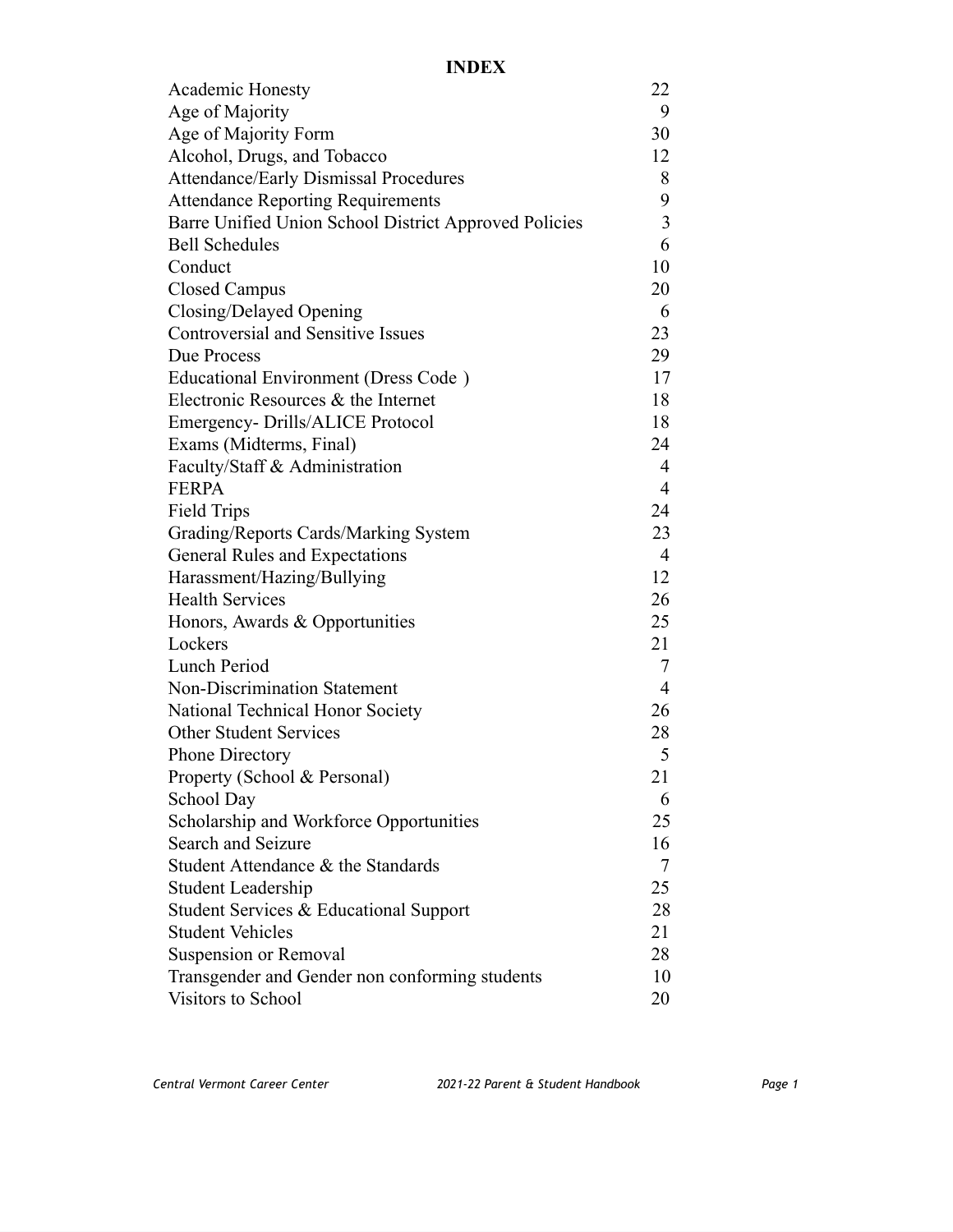# INDEX

| | |
|---|---|
| Academic Honesty | 22 |
| Age of Majority | 9 |
| Age of Majority Form | 30 |
| Alcohol, Drugs, and Tobacco | 12 |
| Attendance/Early Dismissal Procedures | 8 |
| Attendance Reporting Requirements | 9 |
| Barre Unified Union School District Approved Policies | 3 |
| Bell Schedules | 6 |
| Conduct | 10 |
| Closed Campus | 20 |
| Closing/Delayed Opening | 6 |
| Controversial and Sensitive Issues | 23 |
| Due Process | 29 |
| Educational Environment (Dress Code ) | 17 |
| Electronic Resources & the Internet | 18 |
| Emergency- Drills/ALICE Protocol | 18 |
| Exams (Midterms, Final) | 24 |
| Faculty/Staff & Administration | 4 |
| FERPA | 4 |
| Field Trips | 24 |
| Grading/Reports Cards/Marking System | 23 |
| General Rules and Expectations | 4 |
| Harassment/Hazing/Bullying | 12 |
| Health Services | 26 |
| Honors, Awards & Opportunities | 25 |
| Lockers | 21 |
| Lunch Period | 7 |
| Non-Discrimination Statement | 4 |
| National Technical Honor Society | 26 |
| Other Student Services | 28 |
| Phone Directory | 5 |
| Property (School & Personal) | 21 |
| School Day | 6 |
| Scholarship and Workforce Opportunities | 25 |
| Search and Seizure | 16 |
| Student Attendance & the Standards | 7 |
| Student Leadership | 25 |
| Student Services & Educational Support | 28 |
| Student Vehicles | 21 |
| Suspension or Removal | 28 |
| Transgender and Gender non conforming students | 10 |
| Visitors to School | 20 |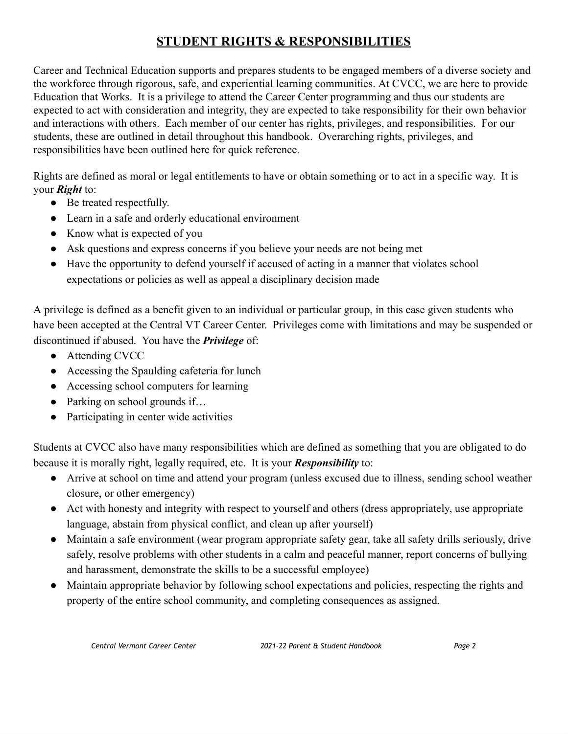# STUDENT RIGHTS & RESPONSIBILITIES

Career and Technical Education supports and prepares students to be engaged members of a diverse society and the workforce through rigorous, safe, and experiential learning communities. At CVCC, we are here to provide Education that Works. It is a privilege to attend the Career Center programming and thus our students are expected to act with consideration and integrity, they are expected to take responsibility for their own behavior and interactions with others. Each member of our center has rights, privileges, and responsibilities. For our students, these are outlined in detail throughout this handbook. Overarching rights, privileges, and responsibilities have been outlined here for quick reference.

Rights are defined as moral or legal entitlements to have or obtain something or to act in a specific way. It is your ***Right*** to:

- Be treated respectfully.
- Learn in a safe and orderly educational environment
- Know what is expected of you
- Ask questions and express concerns if you believe your needs are not being met
- Have the opportunity to defend yourself if accused of acting in a manner that violates school expectations or policies as well as appeal a disciplinary decision made

A privilege is defined as a benefit given to an individual or particular group, in this case given students who have been accepted at the Central VT Career Center. Privileges come with limitations and may be suspended or discontinued if abused. You have the ***Privilege*** of:

- Attending CVCC
- Accessing the Spaulding cafeteria for lunch
- Accessing school computers for learning
- Parking on school grounds if…
- Participating in center wide activities

Students at CVCC also have many responsibilities which are defined as something that you are obligated to do because it is morally right, legally required, etc. It is your ***Responsibility*** to:

- Arrive at school on time and attend your program (unless excused due to illness, sending school weather closure, or other emergency)
- Act with honesty and integrity with respect to yourself and others (dress appropriately, use appropriate language, abstain from physical conflict, and clean up after yourself)
- Maintain a safe environment (wear program appropriate safety gear, take all safety drills seriously, drive safely, resolve problems with other students in a calm and peaceful manner, report concerns of bullying and harassment, demonstrate the skills to be a successful employee)
- Maintain appropriate behavior by following school expectations and policies, respecting the rights and property of the entire school community, and completing consequences as assigned.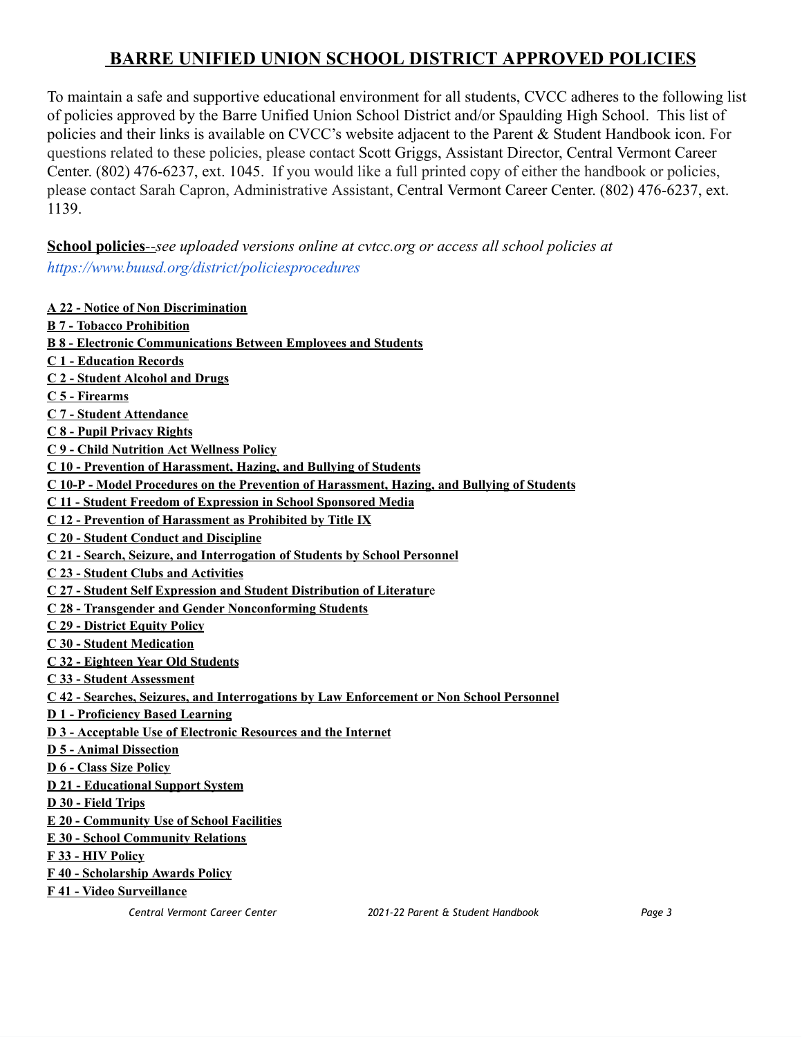# BARRE UNIFIED UNION SCHOOL DISTRICT APPROVED POLICIES

To maintain a safe and supportive educational environment for all students, CVCC adheres to the following list of policies approved by the Barre Unified Union School District and/or Spaulding High School. This list of policies and their links is available on CVCC's website adjacent to the Parent & Student Handbook icon. For questions related to these policies, please contact Scott Griggs, Assistant Director, Central Vermont Career Center. (802) 476-6237, ext. 1045. If you would like a full printed copy of either the handbook or policies, please contact Sarah Capron, Administrative Assistant, Central Vermont Career Center. (802) 476-6237, ext. 1139.

**School policies**--*see uploaded versions online at cvtcc.org or access all school policies at https://www.buusd.org/district/policiesprocedures*

**A 22 - Notice of Non Discrimination**
**B 7 - Tobacco Prohibition**
**B 8 - Electronic Communications Between Employees and Students**
**C 1 - Education Records**
**C 2 - Student Alcohol and Drugs**
**C 5 - Firearms**
**C 7 - Student Attendance**
**C 8 - Pupil Privacy Rights**
**C 9 - Child Nutrition Act Wellness Policy**
**C 10 - Prevention of Harassment, Hazing, and Bullying of Students**
**C 10-P - Model Procedures on the Prevention of Harassment, Hazing, and Bullying of Students**
**C 11 - Student Freedom of Expression in School Sponsored Media**
**C 12 - Prevention of Harassment as Prohibited by Title IX**
**C 20 - Student Conduct and Discipline**
**C 21 - Search, Seizure, and Interrogation of Students by School Personnel**
**C 23 - Student Clubs and Activities**
**C 27 - Student Self Expression and Student Distribution of Literature**
**C 28 - Transgender and Gender Nonconforming Students**
**C 29 - District Equity Policy**
**C 30 - Student Medication**
**C 32 - Eighteen Year Old Students**
**C 33 - Student Assessment**
**C 42 - Searches, Seizures, and Interrogations by Law Enforcement or Non School Personnel**
**D 1 - Proficiency Based Learning**
**D 3 - Acceptable Use of Electronic Resources and the Internet**
**D 5 - Animal Dissection**
**D 6 - Class Size Policy**
**D 21 - Educational Support System**
**D 30 - Field Trips**
**E 20 - Community Use of School Facilities**
**E 30 - School Community Relations**
**F 33 - HIV Policy**
**F 40 - Scholarship Awards Policy**
**F 41 - Video Surveillance**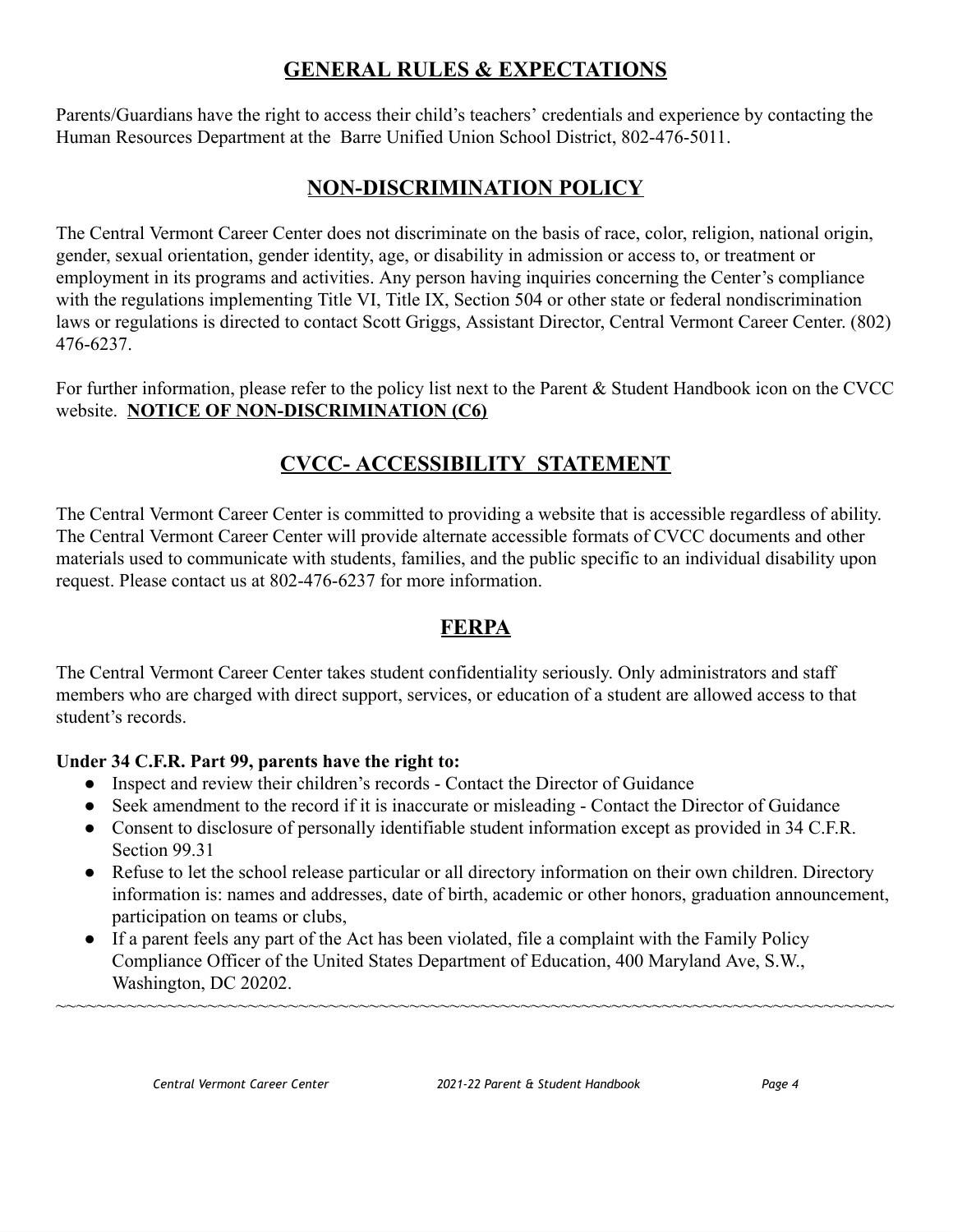## GENERAL RULES & EXPECTATIONS

Parents/Guardians have the right to access their child's teachers' credentials and experience by contacting the Human Resources Department at the Barre Unified Union School District, 802-476-5011.

## NON-DISCRIMINATION POLICY

The Central Vermont Career Center does not discriminate on the basis of race, color, religion, national origin, gender, sexual orientation, gender identity, age, or disability in admission or access to, or treatment or employment in its programs and activities. Any person having inquiries concerning the Center's compliance with the regulations implementing Title VI, Title IX, Section 504 or other state or federal nondiscrimination laws or regulations is directed to contact Scott Griggs, Assistant Director, Central Vermont Career Center. (802) 476-6237.

For further information, please refer to the policy list next to the Parent & Student Handbook icon on the CVCC website. **NOTICE OF NON-DISCRIMINATION (C6)**

## CVCC- ACCESSIBILITY STATEMENT

The Central Vermont Career Center is committed to providing a website that is accessible regardless of ability. The Central Vermont Career Center will provide alternate accessible formats of CVCC documents and other materials used to communicate with students, families, and the public specific to an individual disability upon request. Please contact us at 802-476-6237 for more information.

## FERPA

The Central Vermont Career Center takes student confidentiality seriously. Only administrators and staff members who are charged with direct support, services, or education of a student are allowed access to that student's records.

**Under 34 C.F.R. Part 99, parents have the right to:**

- Inspect and review their children's records - Contact the Director of Guidance
- Seek amendment to the record if it is inaccurate or misleading - Contact the Director of Guidance
- Consent to disclosure of personally identifiable student information except as provided in 34 C.F.R. Section 99.31
- Refuse to let the school release particular or all directory information on their own children. Directory information is: names and addresses, date of birth, academic or other honors, graduation announcement, participation on teams or clubs,
- If a parent feels any part of the Act has been violated, file a complaint with the Family Policy Compliance Officer of the United States Department of Education, 400 Maryland Ave, S.W., Washington, DC 20202.

~~~~~~~~~~~~~~~~~~~~~~~~~~~~~~~~~~~~~~~~~~~~~~~~~~~~~~~~~~~~~~~~~~~~~~~~~~~~~~~~~~~~~~~~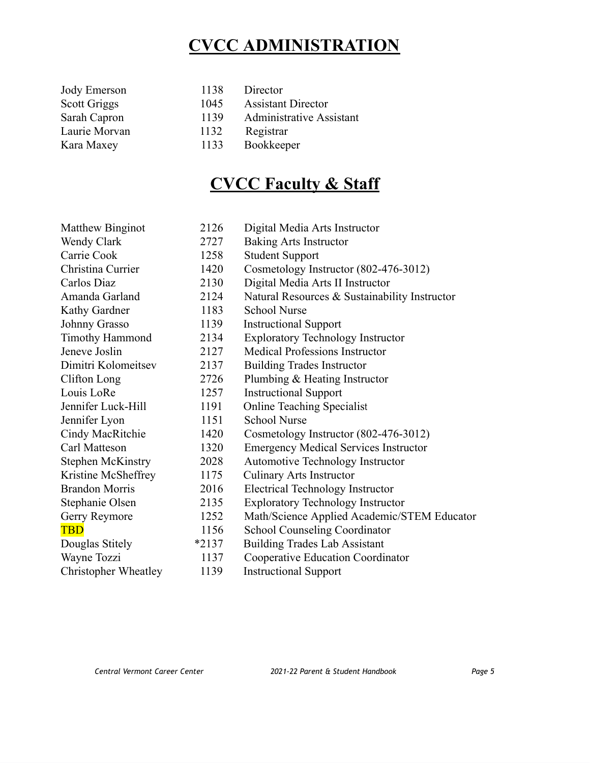# CVCC ADMINISTRATION

| | | |
|---|---|---|
| Jody Emerson | 1138 | Director |
| Scott Griggs | 1045 | Assistant Director |
| Sarah Capron | 1139 | Administrative Assistant |
| Laurie Morvan | 1132 | Registrar |
| Kara Maxey | 1133 | Bookkeeper |

# CVCC Faculty & Staff

| | | |
|---|---|---|
| Matthew Binginot | 2126 | Digital Media Arts Instructor |
| Wendy Clark | 2727 | Baking Arts Instructor |
| Carrie Cook | 1258 | Student Support |
| Christina Currier | 1420 | Cosmetology Instructor (802-476-3012) |
| Carlos Diaz | 2130 | Digital Media Arts II Instructor |
| Amanda Garland | 2124 | Natural Resources & Sustainability Instructor |
| Kathy Gardner | 1183 | School Nurse |
| Johnny Grasso | 1139 | Instructional Support |
| Timothy Hammond | 2134 | Exploratory Technology Instructor |
| Jeneve Joslin | 2127 | Medical Professions Instructor |
| Dimitri Kolomeitsev | 2137 | Building Trades Instructor |
| Clifton Long | 2726 | Plumbing & Heating Instructor |
| Louis LoRe | 1257 | Instructional Support |
| Jennifer Luck-Hill | 1191 | Online Teaching Specialist |
| Jennifer Lyon | 1151 | School Nurse |
| Cindy MacRitchie | 1420 | Cosmetology Instructor (802-476-3012) |
| Carl Matteson | 1320 | Emergency Medical Services Instructor |
| Stephen McKinstry | 2028 | Automotive Technology Instructor |
| Kristine McSheffrey | 1175 | Culinary Arts Instructor |
| Brandon Morris | 2016 | Electrical Technology Instructor |
| Stephanie Olsen | 2135 | Exploratory Technology Instructor |
| Gerry Reymore | 1252 | Math/Science Applied Academic/STEM Educator |
| TBD | 1156 | School Counseling Coordinator |
| Douglas Stitely | *2137 | Building Trades Lab Assistant |
| Wayne Tozzi | 1137 | Cooperative Education Coordinator |
| Christopher Wheatley | 1139 | Instructional Support |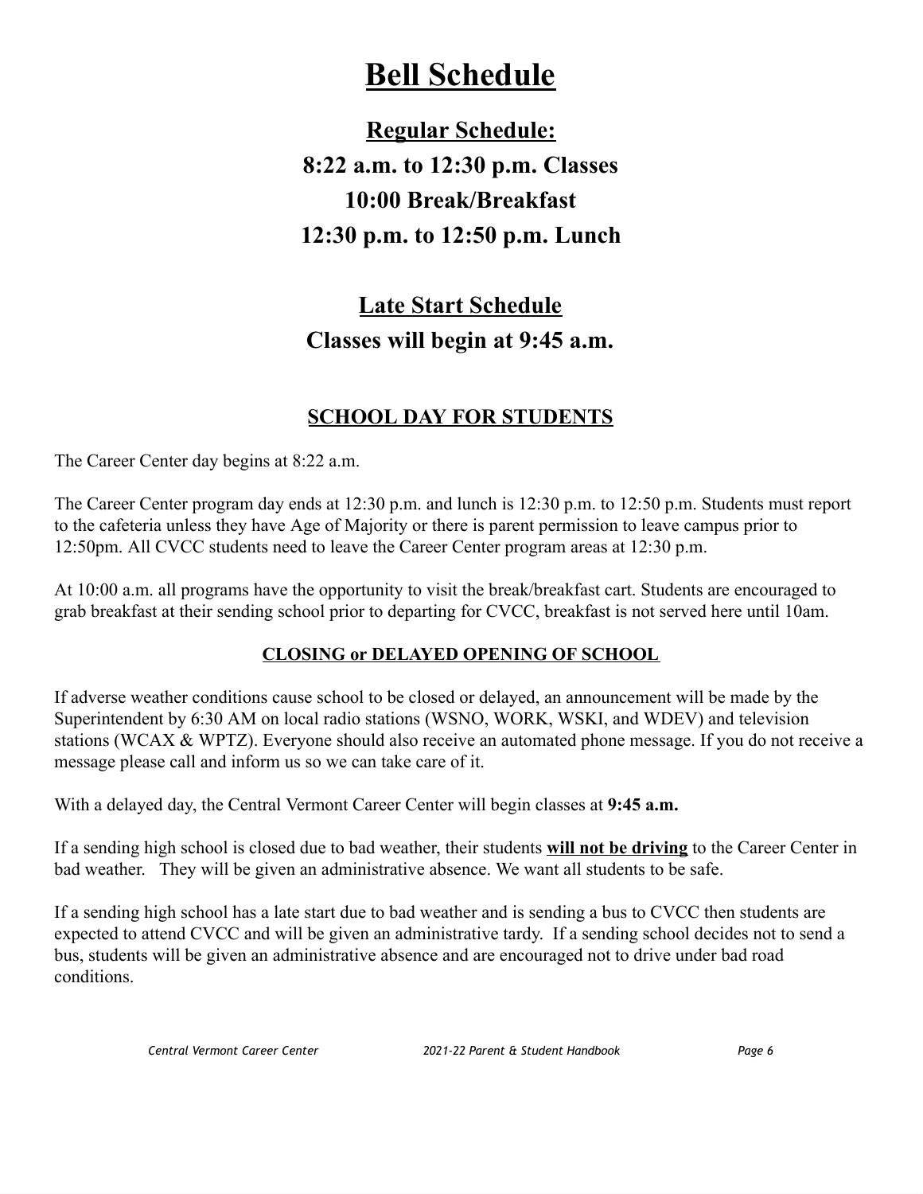# Bell Schedule

## Regular Schedule:

## 8:22 a.m. to 12:30 p.m. Classes

## 10:00 Break/Breakfast

## 12:30 p.m. to 12:50 p.m. Lunch

## Late Start Schedule

## Classes will begin at 9:45 a.m.

### SCHOOL DAY FOR STUDENTS

The Career Center day begins at 8:22 a.m.

The Career Center program day ends at 12:30 p.m. and lunch is 12:30 p.m. to 12:50 p.m. Students must report to the cafeteria unless they have Age of Majority or there is parent permission to leave campus prior to 12:50pm. All CVCC students need to leave the Career Center program areas at 12:30 p.m.

At 10:00 a.m. all programs have the opportunity to visit the break/breakfast cart. Students are encouraged to grab breakfast at their sending school prior to departing for CVCC, breakfast is not served here until 10am.

#### CLOSING or DELAYED OPENING OF SCHOOL

If adverse weather conditions cause school to be closed or delayed, an announcement will be made by the Superintendent by 6:30 AM on local radio stations (WSNO, WORK, WSKI, and WDEV) and television stations (WCAX & WPTZ). Everyone should also receive an automated phone message. If you do not receive a message please call and inform us so we can take care of it.

With a delayed day, the Central Vermont Career Center will begin classes at **9:45 a.m.**

If a sending high school is closed due to bad weather, their students **will not be driving** to the Career Center in bad weather. They will be given an administrative absence. We want all students to be safe.

If a sending high school has a late start due to bad weather and is sending a bus to CVCC then students are expected to attend CVCC and will be given an administrative tardy. If a sending school decides not to send a bus, students will be given an administrative absence and are encouraged not to drive under bad road conditions.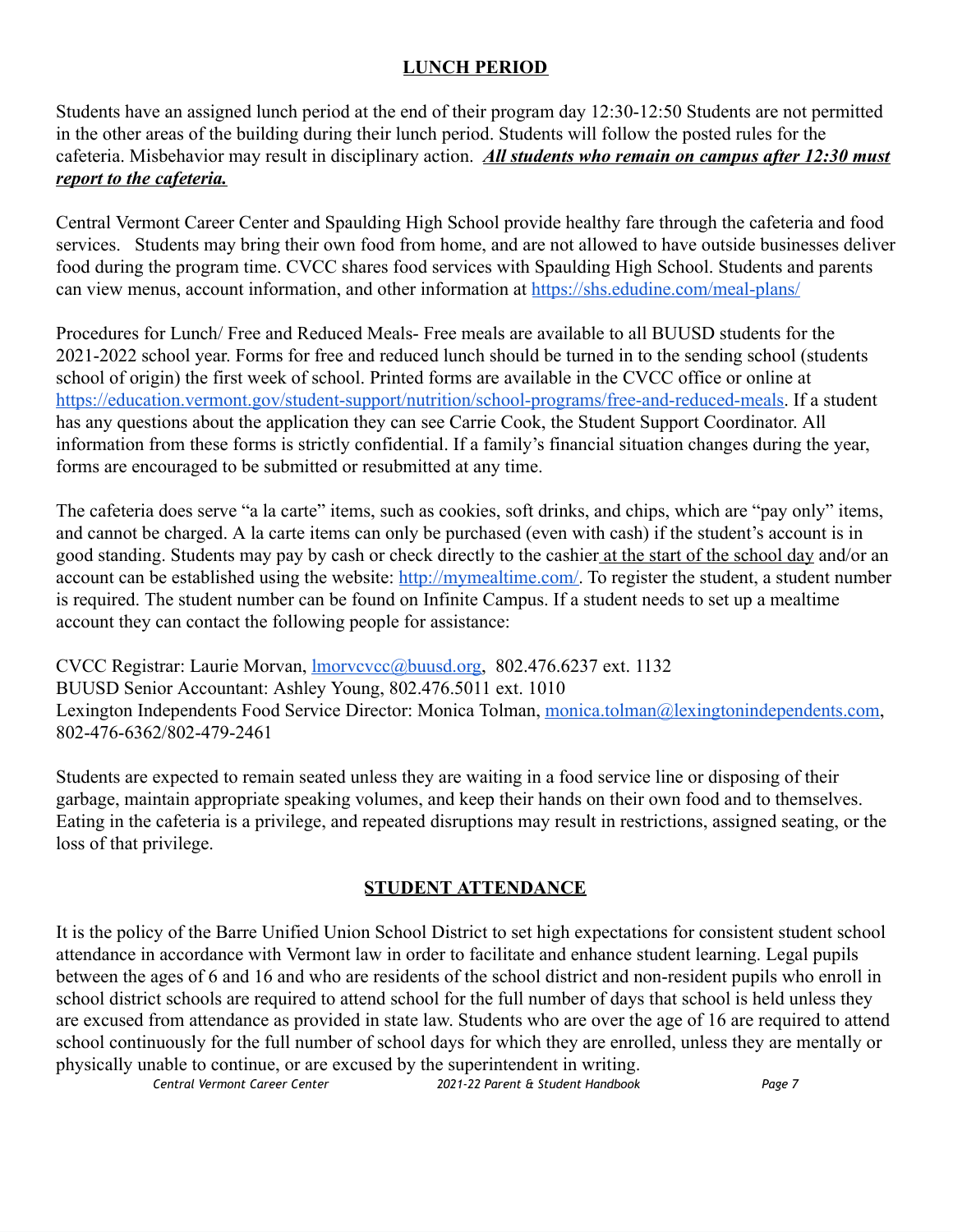## LUNCH PERIOD

Students have an assigned lunch period at the end of their program day 12:30-12:50 Students are not permitted in the other areas of the building during their lunch period. Students will follow the posted rules for the cafeteria. Misbehavior may result in disciplinary action. ***All students who remain on campus after 12:30 must report to the cafeteria.***

Central Vermont Career Center and Spaulding High School provide healthy fare through the cafeteria and food services. Students may bring their own food from home, and are not allowed to have outside businesses deliver food during the program time. CVCC shares food services with Spaulding High School. Students and parents can view menus, account information, and other information at [https://shs.edudine.com/meal-plans/](https://shs.edudine.com/meal-plans/)

Procedures for Lunch/ Free and Reduced Meals- Free meals are available to all BUUSD students for the 2021-2022 school year. Forms for free and reduced lunch should be turned in to the sending school (students school of origin) the first week of school. Printed forms are available in the CVCC office or online at [https://education.vermont.gov/student-support/nutrition/school-programs/free-and-reduced-meals](https://education.vermont.gov/student-support/nutrition/school-programs/free-and-reduced-meals). If a student has any questions about the application they can see Carrie Cook, the Student Support Coordinator. All information from these forms is strictly confidential. If a family's financial situation changes during the year, forms are encouraged to be submitted or resubmitted at any time.

The cafeteria does serve "a la carte" items, such as cookies, soft drinks, and chips, which are "pay only" items, and cannot be charged. A la carte items can only be purchased (even with cash) if the student's account is in good standing. Students may pay by cash or check directly to the cashier at the start of the school day and/or an account can be established using the website: [http://mymealtime.com/](http://mymealtime.com/). To register the student, a student number is required. The student number can be found on Infinite Campus. If a student needs to set up a mealtime account they can contact the following people for assistance:

CVCC Registrar: Laurie Morvan, [lmorvcvcc@buusd.org](mailto:lmorvcvcc@buusd.org), 802.476.6237 ext. 1132
BUUSD Senior Accountant: Ashley Young, 802.476.5011 ext. 1010
Lexington Independents Food Service Director: Monica Tolman, [monica.tolman@lexingtonindependents.com](mailto:monica.tolman@lexingtonindependents.com), 802-476-6362/802-479-2461

Students are expected to remain seated unless they are waiting in a food service line or disposing of their garbage, maintain appropriate speaking volumes, and keep their hands on their own food and to themselves. Eating in the cafeteria is a privilege, and repeated disruptions may result in restrictions, assigned seating, or the loss of that privilege.

## STUDENT ATTENDANCE

It is the policy of the Barre Unified Union School District to set high expectations for consistent student school attendance in accordance with Vermont law in order to facilitate and enhance student learning. Legal pupils between the ages of 6 and 16 and who are residents of the school district and non-resident pupils who enroll in school district schools are required to attend school for the full number of days that school is held unless they are excused from attendance as provided in state law. Students who are over the age of 16 are required to attend school continuously for the full number of school days for which they are enrolled, unless they are mentally or physically unable to continue, or are excused by the superintendent in writing.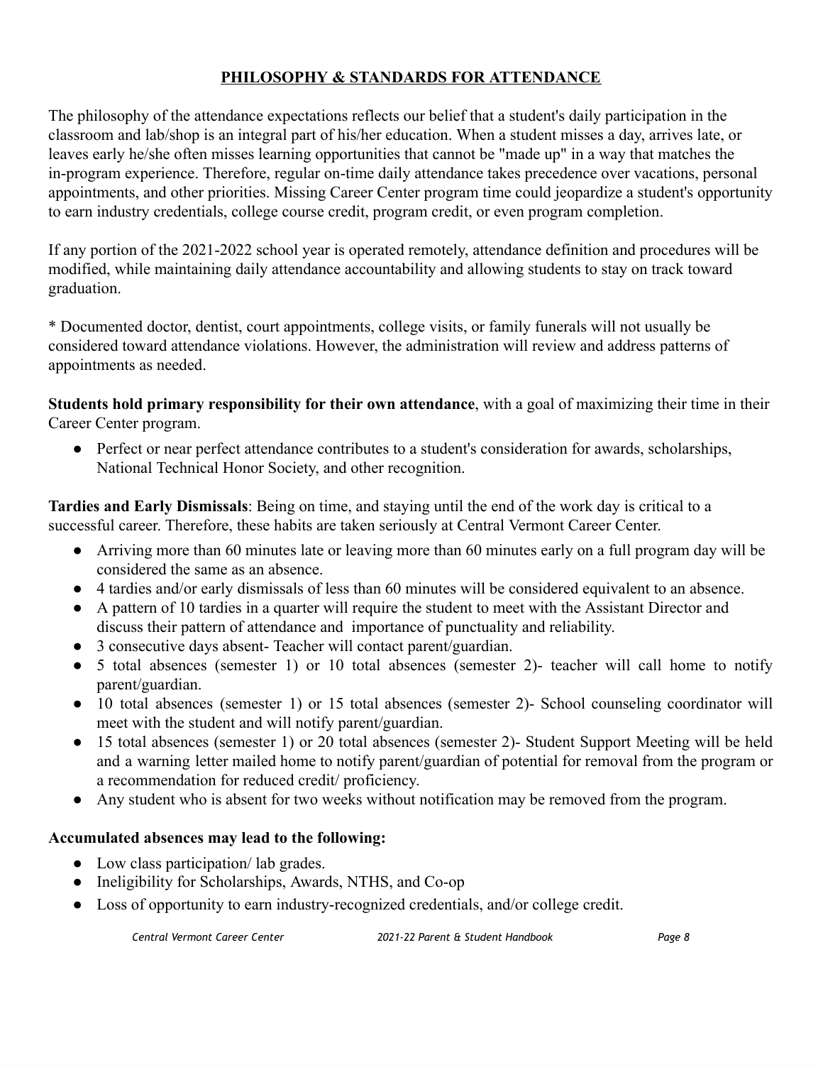## PHILOSOPHY & STANDARDS FOR ATTENDANCE

The philosophy of the attendance expectations reflects our belief that a student's daily participation in the classroom and lab/shop is an integral part of his/her education. When a student misses a day, arrives late, or leaves early he/she often misses learning opportunities that cannot be "made up" in a way that matches the in-program experience. Therefore, regular on-time daily attendance takes precedence over vacations, personal appointments, and other priorities. Missing Career Center program time could jeopardize a student's opportunity to earn industry credentials, college course credit, program credit, or even program completion.

If any portion of the 2021-2022 school year is operated remotely, attendance definition and procedures will be modified, while maintaining daily attendance accountability and allowing students to stay on track toward graduation.

* Documented doctor, dentist, court appointments, college visits, or family funerals will not usually be considered toward attendance violations. However, the administration will review and address patterns of appointments as needed.

**Students hold primary responsibility for their own attendance**, with a goal of maximizing their time in their Career Center program.

- Perfect or near perfect attendance contributes to a student's consideration for awards, scholarships, National Technical Honor Society, and other recognition.

**Tardies and Early Dismissals**: Being on time, and staying until the end of the work day is critical to a successful career. Therefore, these habits are taken seriously at Central Vermont Career Center.

- Arriving more than 60 minutes late or leaving more than 60 minutes early on a full program day will be considered the same as an absence.
- 4 tardies and/or early dismissals of less than 60 minutes will be considered equivalent to an absence.
- A pattern of 10 tardies in a quarter will require the student to meet with the Assistant Director and discuss their pattern of attendance and importance of punctuality and reliability.
- 3 consecutive days absent- Teacher will contact parent/guardian.
- 5 total absences (semester 1) or 10 total absences (semester 2)- teacher will call home to notify parent/guardian.
- 10 total absences (semester 1) or 15 total absences (semester 2)- School counseling coordinator will meet with the student and will notify parent/guardian.
- 15 total absences (semester 1) or 20 total absences (semester 2)- Student Support Meeting will be held and a warning letter mailed home to notify parent/guardian of potential for removal from the program or a recommendation for reduced credit/ proficiency.
- Any student who is absent for two weeks without notification may be removed from the program.

**Accumulated absences may lead to the following:**

- Low class participation/ lab grades.
- Ineligibility for Scholarships, Awards, NTHS, and Co-op
- Loss of opportunity to earn industry-recognized credentials, and/or college credit.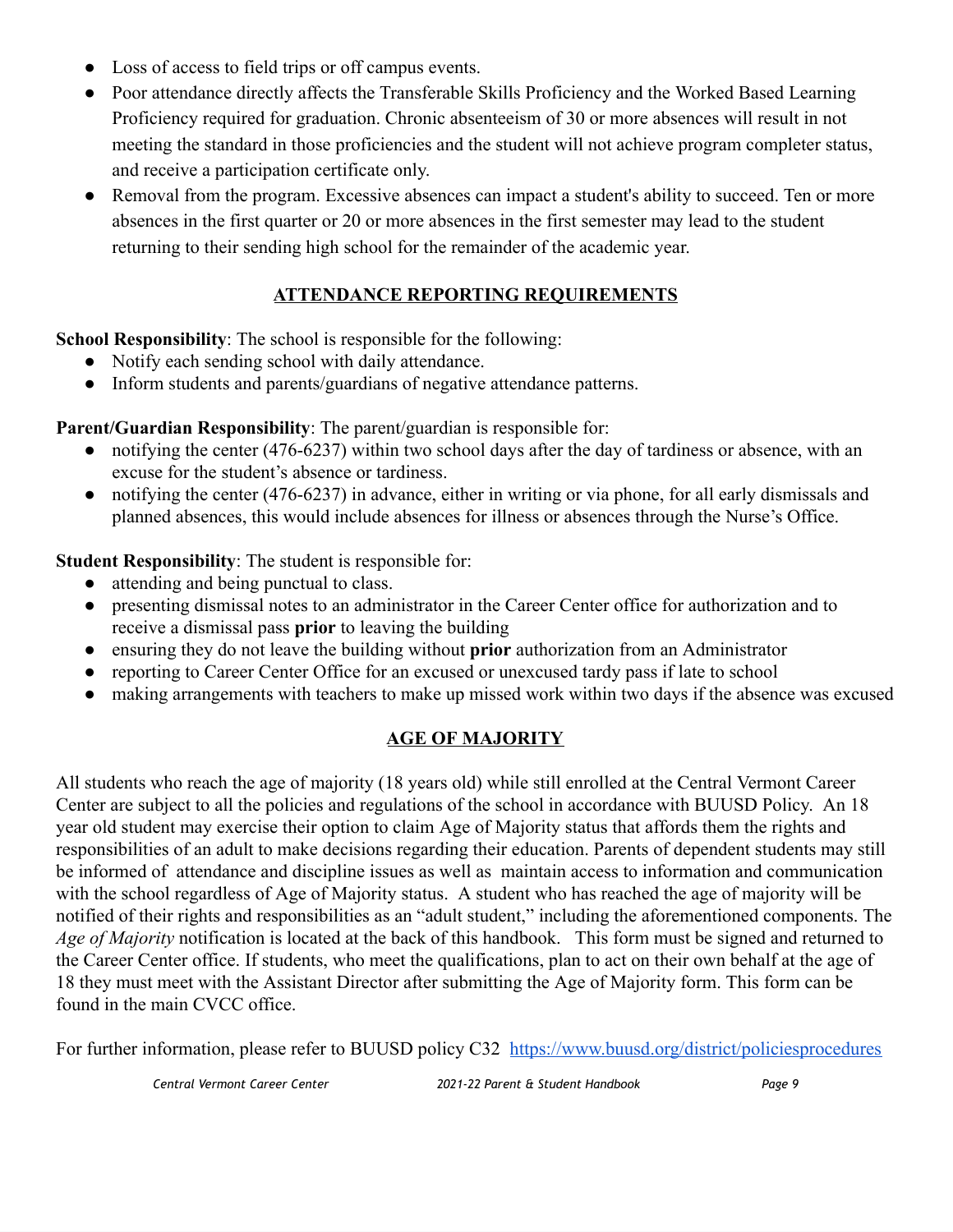- Loss of access to field trips or off campus events.
- Poor attendance directly affects the Transferable Skills Proficiency and the Worked Based Learning Proficiency required for graduation. Chronic absenteeism of 30 or more absences will result in not meeting the standard in those proficiencies and the student will not achieve program completer status, and receive a participation certificate only.
- Removal from the program. Excessive absences can impact a student's ability to succeed. Ten or more absences in the first quarter or 20 or more absences in the first semester may lead to the student returning to their sending high school for the remainder of the academic year.

## ATTENDANCE REPORTING REQUIREMENTS

**School Responsibility**: The school is responsible for the following:

- Notify each sending school with daily attendance.
- Inform students and parents/guardians of negative attendance patterns.

**Parent/Guardian Responsibility**: The parent/guardian is responsible for:

- notifying the center (476-6237) within two school days after the day of tardiness or absence, with an excuse for the student's absence or tardiness.
- notifying the center (476-6237) in advance, either in writing or via phone, for all early dismissals and planned absences, this would include absences for illness or absences through the Nurse's Office.

**Student Responsibility**: The student is responsible for:

- attending and being punctual to class.
- presenting dismissal notes to an administrator in the Career Center office for authorization and to receive a dismissal pass **prior** to leaving the building
- ensuring they do not leave the building without **prior** authorization from an Administrator
- reporting to Career Center Office for an excused or unexcused tardy pass if late to school
- making arrangements with teachers to make up missed work within two days if the absence was excused

## AGE OF MAJORITY

All students who reach the age of majority (18 years old) while still enrolled at the Central Vermont Career Center are subject to all the policies and regulations of the school in accordance with BUUSD Policy. An 18 year old student may exercise their option to claim Age of Majority status that affords them the rights and responsibilities of an adult to make decisions regarding their education. Parents of dependent students may still be informed of attendance and discipline issues as well as maintain access to information and communication with the school regardless of Age of Majority status. A student who has reached the age of majority will be notified of their rights and responsibilities as an "adult student," including the aforementioned components. The *Age of Majority* notification is located at the back of this handbook. This form must be signed and returned to the Career Center office. If students, who meet the qualifications, plan to act on their own behalf at the age of 18 they must meet with the Assistant Director after submitting the Age of Majority form. This form can be found in the main CVCC office.

For further information, please refer to BUUSD policy C32 [https://www.buusd.org/district/policiesprocedures](https://www.buusd.org/district/policiesprocedures)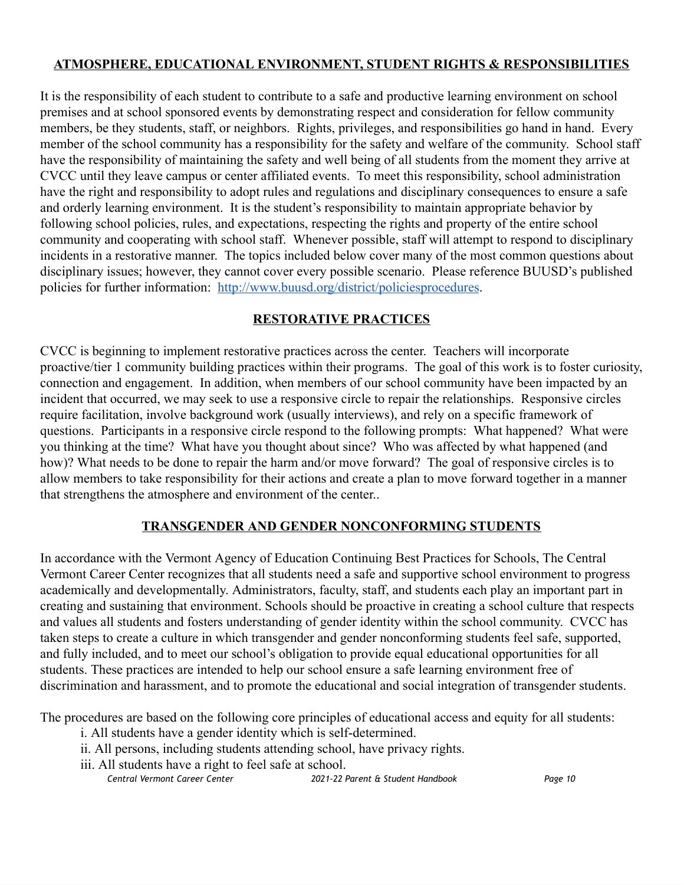## ATMOSPHERE, EDUCATIONAL ENVIRONMENT, STUDENT RIGHTS & RESPONSIBILITIES

It is the responsibility of each student to contribute to a safe and productive learning environment on school premises and at school sponsored events by demonstrating respect and consideration for fellow community members, be they students, staff, or neighbors. Rights, privileges, and responsibilities go hand in hand. Every member of the school community has a responsibility for the safety and welfare of the community. School staff have the responsibility of maintaining the safety and well being of all students from the moment they arrive at CVCC until they leave campus or center affiliated events. To meet this responsibility, school administration have the right and responsibility to adopt rules and regulations and disciplinary consequences to ensure a safe and orderly learning environment. It is the student's responsibility to maintain appropriate behavior by following school policies, rules, and expectations, respecting the rights and property of the entire school community and cooperating with school staff. Whenever possible, staff will attempt to respond to disciplinary incidents in a restorative manner. The topics included below cover many of the most common questions about disciplinary issues; however, they cannot cover every possible scenario. Please reference BUUSD's published policies for further information: [http://www.buusd.org/district/policiesprocedures](http://www.buusd.org/district/policiesprocedures).

## RESTORATIVE PRACTICES

CVCC is beginning to implement restorative practices across the center. Teachers will incorporate proactive/tier 1 community building practices within their programs. The goal of this work is to foster curiosity, connection and engagement. In addition, when members of our school community have been impacted by an incident that occurred, we may seek to use a responsive circle to repair the relationships. Responsive circles require facilitation, involve background work (usually interviews), and rely on a specific framework of questions. Participants in a responsive circle respond to the following prompts: What happened? What were you thinking at the time? What have you thought about since? Who was affected by what happened (and how)? What needs to be done to repair the harm and/or move forward? The goal of responsive circles is to allow members to take responsibility for their actions and create a plan to move forward together in a manner that strengthens the atmosphere and environment of the center..

## TRANSGENDER AND GENDER NONCONFORMING STUDENTS

In accordance with the Vermont Agency of Education Continuing Best Practices for Schools, The Central Vermont Career Center recognizes that all students need a safe and supportive school environment to progress academically and developmentally. Administrators, faculty, staff, and students each play an important part in creating and sustaining that environment. Schools should be proactive in creating a school culture that respects and values all students and fosters understanding of gender identity within the school community. CVCC has taken steps to create a culture in which transgender and gender nonconforming students feel safe, supported, and fully included, and to meet our school's obligation to provide equal educational opportunities for all students. These practices are intended to help our school ensure a safe learning environment free of discrimination and harassment, and to promote the educational and social integration of transgender students.

The procedures are based on the following core principles of educational access and equity for all students:

i. All students have a gender identity which is self-determined.
ii. All persons, including students attending school, have privacy rights.
iii. All students have a right to feel safe at school.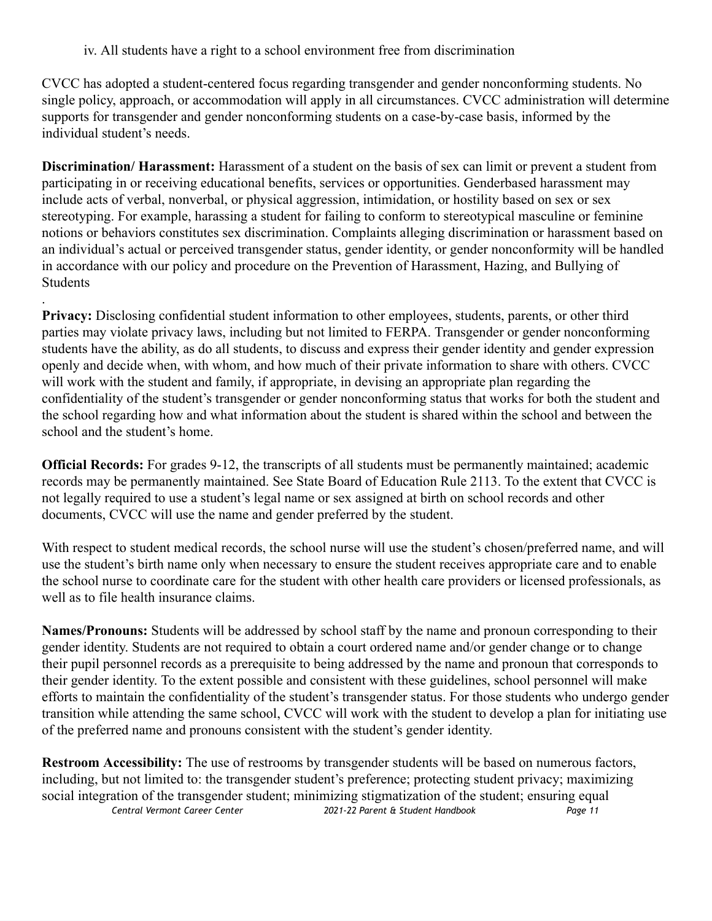iv. All students have a right to a school environment free from discrimination

CVCC has adopted a student-centered focus regarding transgender and gender nonconforming students. No single policy, approach, or accommodation will apply in all circumstances. CVCC administration will determine supports for transgender and gender nonconforming students on a case-by-case basis, informed by the individual student's needs.

**Discrimination/ Harassment:** Harassment of a student on the basis of sex can limit or prevent a student from participating in or receiving educational benefits, services or opportunities. Genderbased harassment may include acts of verbal, nonverbal, or physical aggression, intimidation, or hostility based on sex or sex stereotyping. For example, harassing a student for failing to conform to stereotypical masculine or feminine notions or behaviors constitutes sex discrimination. Complaints alleging discrimination or harassment based on an individual's actual or perceived transgender status, gender identity, or gender nonconformity will be handled in accordance with our policy and procedure on the Prevention of Harassment, Hazing, and Bullying of Students

.

**Privacy:** Disclosing confidential student information to other employees, students, parents, or other third parties may violate privacy laws, including but not limited to FERPA. Transgender or gender nonconforming students have the ability, as do all students, to discuss and express their gender identity and gender expression openly and decide when, with whom, and how much of their private information to share with others. CVCC will work with the student and family, if appropriate, in devising an appropriate plan regarding the confidentiality of the student's transgender or gender nonconforming status that works for both the student and the school regarding how and what information about the student is shared within the school and between the school and the student's home.

**Official Records:** For grades 9-12, the transcripts of all students must be permanently maintained; academic records may be permanently maintained. See State Board of Education Rule 2113. To the extent that CVCC is not legally required to use a student's legal name or sex assigned at birth on school records and other documents, CVCC will use the name and gender preferred by the student.

With respect to student medical records, the school nurse will use the student's chosen/preferred name, and will use the student's birth name only when necessary to ensure the student receives appropriate care and to enable the school nurse to coordinate care for the student with other health care providers or licensed professionals, as well as to file health insurance claims.

**Names/Pronouns:** Students will be addressed by school staff by the name and pronoun corresponding to their gender identity. Students are not required to obtain a court ordered name and/or gender change or to change their pupil personnel records as a prerequisite to being addressed by the name and pronoun that corresponds to their gender identity. To the extent possible and consistent with these guidelines, school personnel will make efforts to maintain the confidentiality of the student's transgender status. For those students who undergo gender transition while attending the same school, CVCC will work with the student to develop a plan for initiating use of the preferred name and pronouns consistent with the student's gender identity.

**Restroom Accessibility:** The use of restrooms by transgender students will be based on numerous factors, including, but not limited to: the transgender student's preference; protecting student privacy; maximizing social integration of the transgender student; minimizing stigmatization of the student; ensuring equal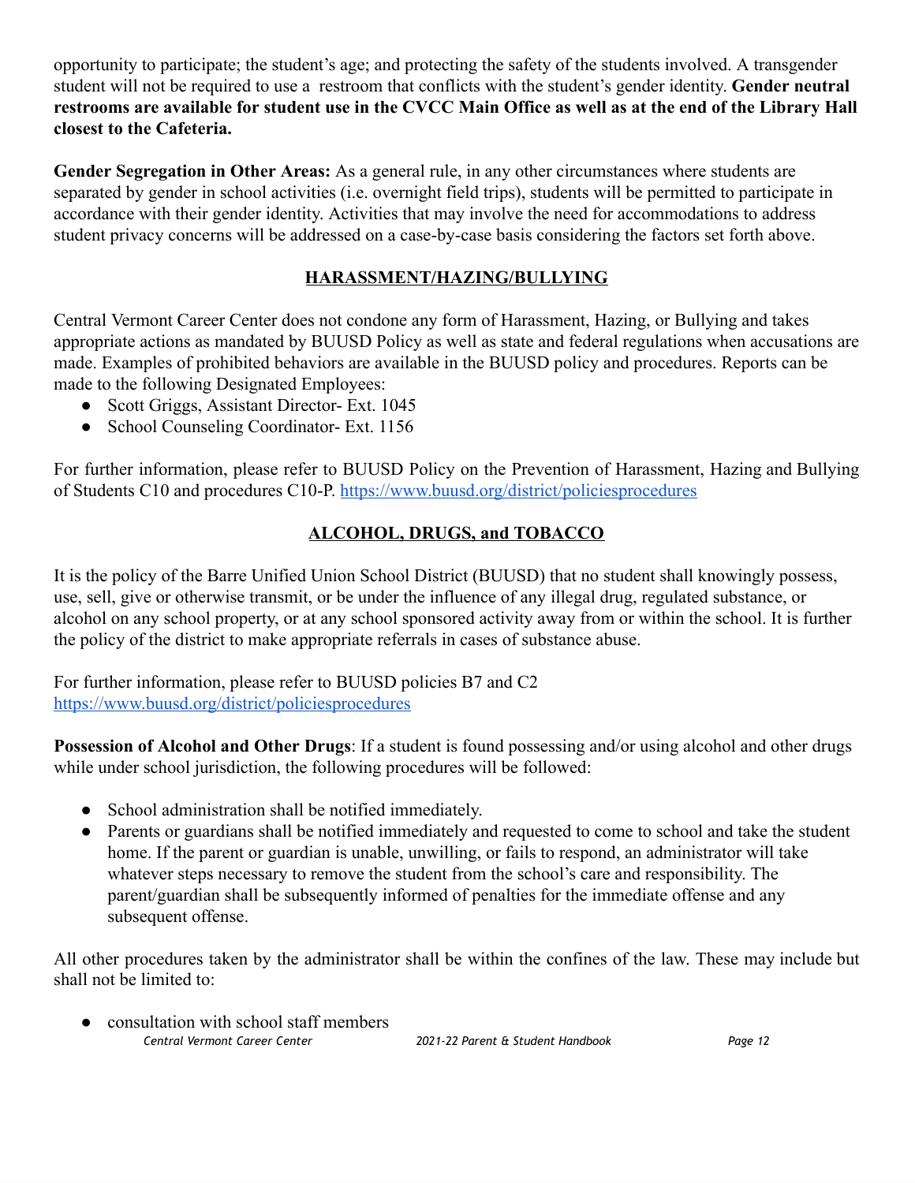opportunity to participate; the student's age; and protecting the safety of the students involved. A transgender student will not be required to use a restroom that conflicts with the student's gender identity. **Gender neutral restrooms are available for student use in the CVCC Main Office as well as at the end of the Library Hall closest to the Cafeteria.**

**Gender Segregation in Other Areas:** As a general rule, in any other circumstances where students are separated by gender in school activities (i.e. overnight field trips), students will be permitted to participate in accordance with their gender identity. Activities that may involve the need for accommodations to address student privacy concerns will be addressed on a case-by-case basis considering the factors set forth above.

## HARASSMENT/HAZING/BULLYING

Central Vermont Career Center does not condone any form of Harassment, Hazing, or Bullying and takes appropriate actions as mandated by BUUSD Policy as well as state and federal regulations when accusations are made. Examples of prohibited behaviors are available in the BUUSD policy and procedures. Reports can be made to the following Designated Employees:

- Scott Griggs, Assistant Director- Ext. 1045
- School Counseling Coordinator- Ext. 1156

For further information, please refer to BUUSD Policy on the Prevention of Harassment, Hazing and Bullying of Students C10 and procedures C10-P. https://www.buusd.org/district/policiesprocedures

## ALCOHOL, DRUGS, and TOBACCO

It is the policy of the Barre Unified Union School District (BUUSD) that no student shall knowingly possess, use, sell, give or otherwise transmit, or be under the influence of any illegal drug, regulated substance, or alcohol on any school property, or at any school sponsored activity away from or within the school. It is further the policy of the district to make appropriate referrals in cases of substance abuse.

For further information, please refer to BUUSD policies B7 and C2
https://www.buusd.org/district/policiesprocedures

**Possession of Alcohol and Other Drugs**: If a student is found possessing and/or using alcohol and other drugs while under school jurisdiction, the following procedures will be followed:

- School administration shall be notified immediately.
- Parents or guardians shall be notified immediately and requested to come to school and take the student home. If the parent or guardian is unable, unwilling, or fails to respond, an administrator will take whatever steps necessary to remove the student from the school's care and responsibility. The parent/guardian shall be subsequently informed of penalties for the immediate offense and any subsequent offense.

All other procedures taken by the administrator shall be within the confines of the law. These may include but shall not be limited to:

- consultation with school staff members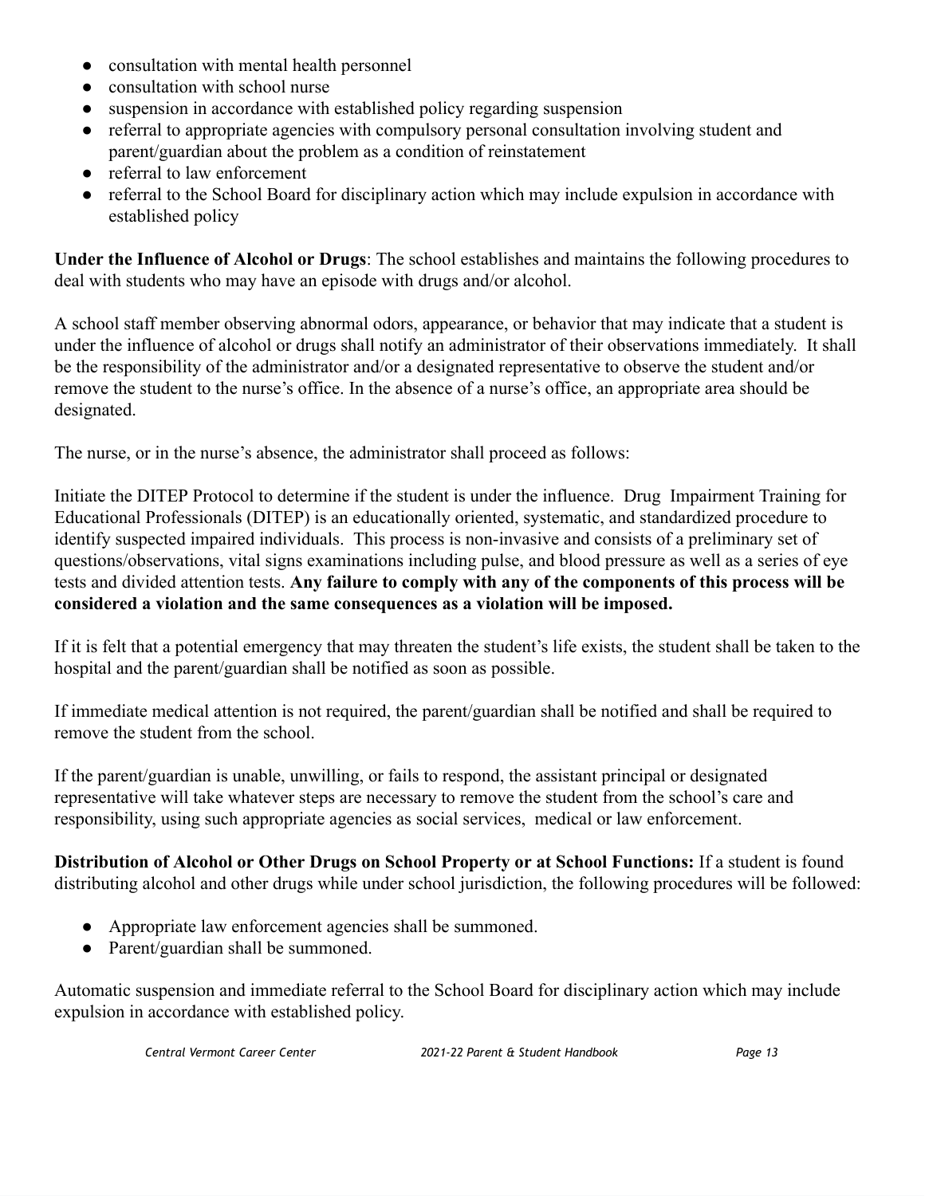- consultation with mental health personnel
- consultation with school nurse
- suspension in accordance with established policy regarding suspension
- referral to appropriate agencies with compulsory personal consultation involving student and parent/guardian about the problem as a condition of reinstatement
- referral to law enforcement
- referral to the School Board for disciplinary action which may include expulsion in accordance with established policy

**Under the Influence of Alcohol or Drugs**: The school establishes and maintains the following procedures to deal with students who may have an episode with drugs and/or alcohol.

A school staff member observing abnormal odors, appearance, or behavior that may indicate that a student is under the influence of alcohol or drugs shall notify an administrator of their observations immediately. It shall be the responsibility of the administrator and/or a designated representative to observe the student and/or remove the student to the nurse's office. In the absence of a nurse's office, an appropriate area should be designated.

The nurse, or in the nurse's absence, the administrator shall proceed as follows:

Initiate the DITEP Protocol to determine if the student is under the influence. Drug Impairment Training for Educational Professionals (DITEP) is an educationally oriented, systematic, and standardized procedure to identify suspected impaired individuals. This process is non-invasive and consists of a preliminary set of questions/observations, vital signs examinations including pulse, and blood pressure as well as a series of eye tests and divided attention tests. **Any failure to comply with any of the components of this process will be considered a violation and the same consequences as a violation will be imposed.**

If it is felt that a potential emergency that may threaten the student's life exists, the student shall be taken to the hospital and the parent/guardian shall be notified as soon as possible.

If immediate medical attention is not required, the parent/guardian shall be notified and shall be required to remove the student from the school.

If the parent/guardian is unable, unwilling, or fails to respond, the assistant principal or designated representative will take whatever steps are necessary to remove the student from the school's care and responsibility, using such appropriate agencies as social services, medical or law enforcement.

**Distribution of Alcohol or Other Drugs on School Property or at School Functions:** If a student is found distributing alcohol and other drugs while under school jurisdiction, the following procedures will be followed:

- Appropriate law enforcement agencies shall be summoned.
- Parent/guardian shall be summoned.

Automatic suspension and immediate referral to the School Board for disciplinary action which may include expulsion in accordance with established policy.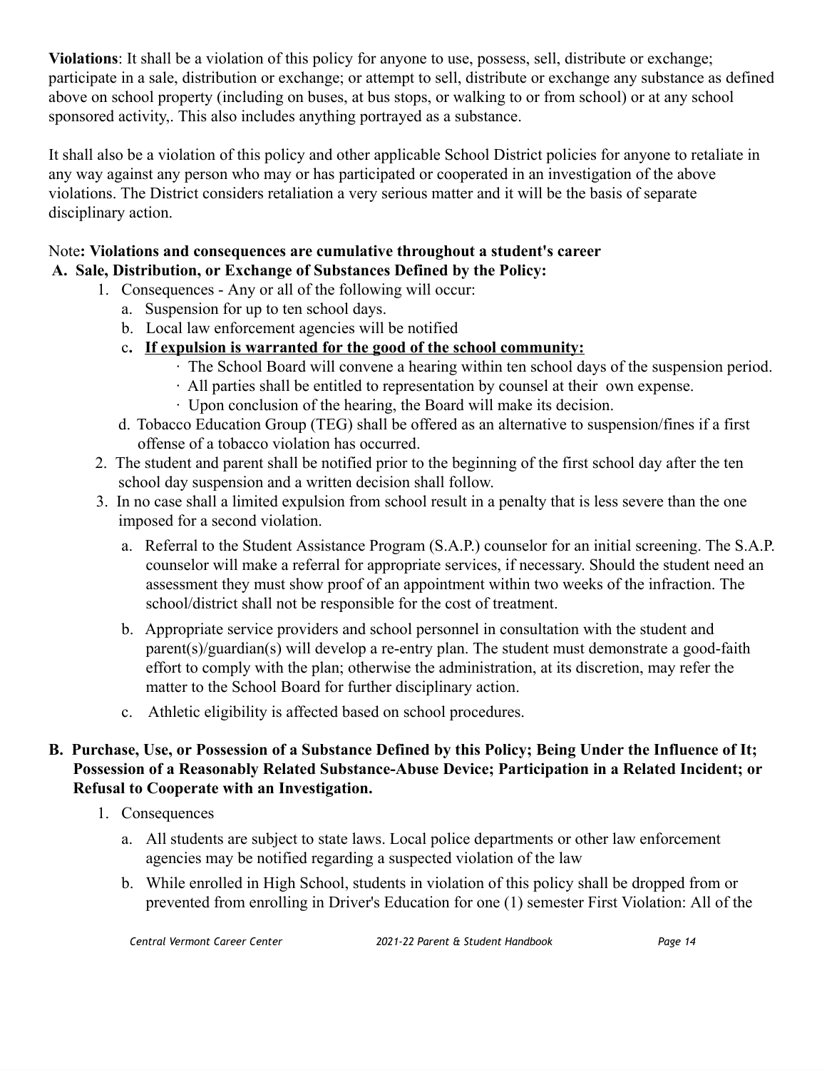**Violations**: It shall be a violation of this policy for anyone to use, possess, sell, distribute or exchange; participate in a sale, distribution or exchange; or attempt to sell, distribute or exchange any substance as defined above on school property (including on buses, at bus stops, or walking to or from school) or at any school sponsored activity,. This also includes anything portrayed as a substance.

It shall also be a violation of this policy and other applicable School District policies for anyone to retaliate in any way against any person who may or has participated or cooperated in an investigation of the above violations. The District considers retaliation a very serious matter and it will be the basis of separate disciplinary action.

Note**: Violations and consequences are cumulative throughout a student's career**

**A. Sale, Distribution, or Exchange of Substances Defined by the Policy:**

1. Consequences - Any or all of the following will occur:
   a. Suspension for up to ten school days.
   b. Local law enforcement agencies will be notified
   c. **If expulsion is warranted for the good of the school community:**
      · The School Board will convene a hearing within ten school days of the suspension period.
      · All parties shall be entitled to representation by counsel at their own expense.
      · Upon conclusion of the hearing, the Board will make its decision.
   d. Tobacco Education Group (TEG) shall be offered as an alternative to suspension/fines if a first offense of a tobacco violation has occurred.
2. The student and parent shall be notified prior to the beginning of the first school day after the ten school day suspension and a written decision shall follow.
3. In no case shall a limited expulsion from school result in a penalty that is less severe than the one imposed for a second violation.
   a. Referral to the Student Assistance Program (S.A.P.) counselor for an initial screening. The S.A.P. counselor will make a referral for appropriate services, if necessary. Should the student need an assessment they must show proof of an appointment within two weeks of the infraction. The school/district shall not be responsible for the cost of treatment.
   b. Appropriate service providers and school personnel in consultation with the student and parent(s)/guardian(s) will develop a re-entry plan. The student must demonstrate a good-faith effort to comply with the plan; otherwise the administration, at its discretion, may refer the matter to the School Board for further disciplinary action.
   c. Athletic eligibility is affected based on school procedures.

**B. Purchase, Use, or Possession of a Substance Defined by this Policy; Being Under the Influence of It; Possession of a Reasonably Related Substance-Abuse Device; Participation in a Related Incident; or Refusal to Cooperate with an Investigation.**

1. Consequences
   a. All students are subject to state laws. Local police departments or other law enforcement agencies may be notified regarding a suspected violation of the law
   b. While enrolled in High School, students in violation of this policy shall be dropped from or prevented from enrolling in Driver's Education for one (1) semester First Violation: All of the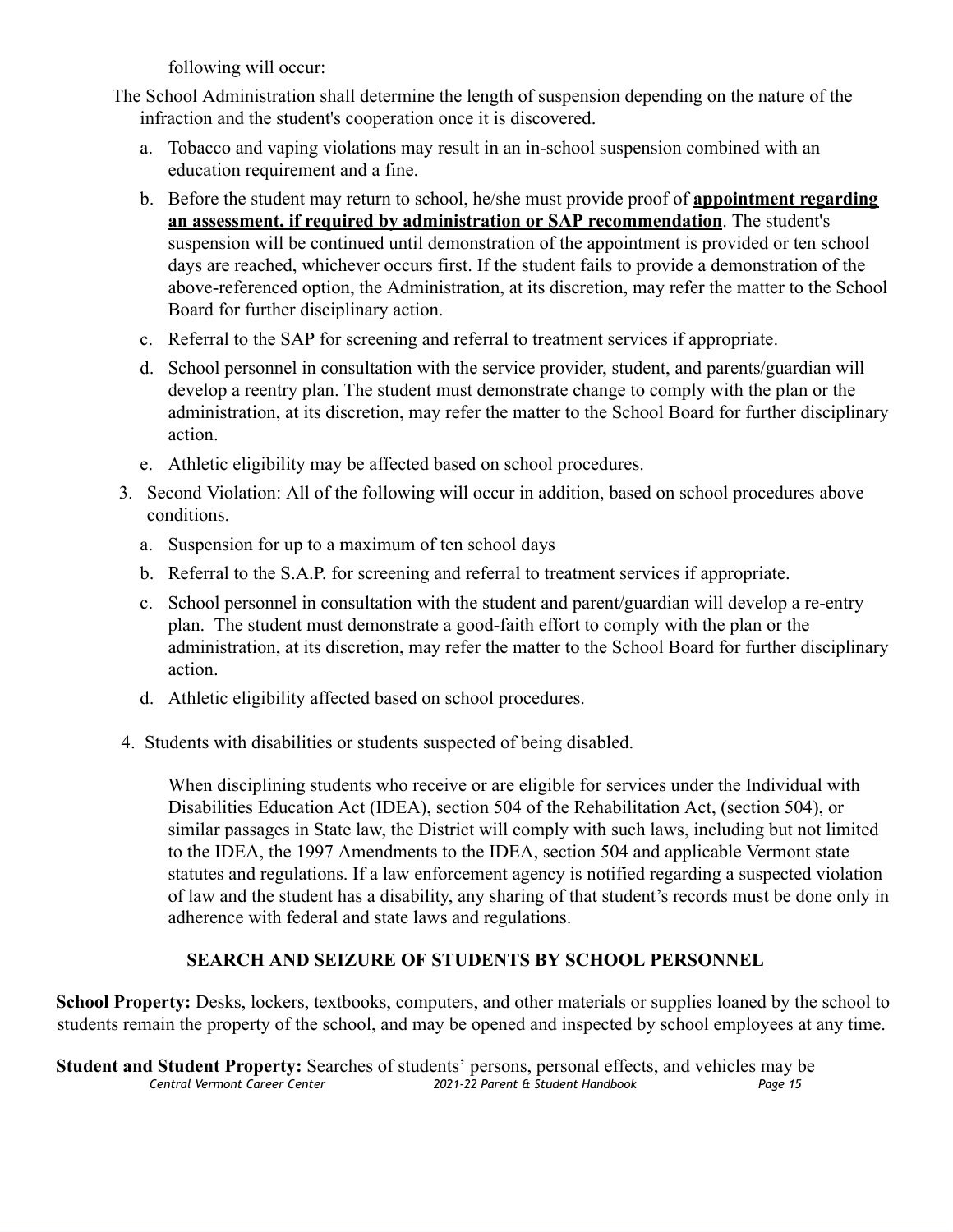following will occur:

The School Administration shall determine the length of suspension depending on the nature of the infraction and the student's cooperation once it is discovered.

a. Tobacco and vaping violations may result in an in-school suspension combined with an education requirement and a fine.
b. Before the student may return to school, he/she must provide proof of **appointment regarding an assessment, if required by administration or SAP recommendation**. The student's suspension will be continued until demonstration of the appointment is provided or ten school days are reached, whichever occurs first. If the student fails to provide a demonstration of the above-referenced option, the Administration, at its discretion, may refer the matter to the School Board for further disciplinary action.
c. Referral to the SAP for screening and referral to treatment services if appropriate.
d. School personnel in consultation with the service provider, student, and parents/guardian will develop a reentry plan. The student must demonstrate change to comply with the plan or the administration, at its discretion, may refer the matter to the School Board for further disciplinary action.
e. Athletic eligibility may be affected based on school procedures.

3. Second Violation: All of the following will occur in addition, based on school procedures above conditions.
   a. Suspension for up to a maximum of ten school days
   b. Referral to the S.A.P. for screening and referral to treatment services if appropriate.
   c. School personnel in consultation with the student and parent/guardian will develop a re-entry plan. The student must demonstrate a good-faith effort to comply with the plan or the administration, at its discretion, may refer the matter to the School Board for further disciplinary action.
   d. Athletic eligibility affected based on school procedures.

4. Students with disabilities or students suspected of being disabled.

   When disciplining students who receive or are eligible for services under the Individual with Disabilities Education Act (IDEA), section 504 of the Rehabilitation Act, (section 504), or similar passages in State law, the District will comply with such laws, including but not limited to the IDEA, the 1997 Amendments to the IDEA, section 504 and applicable Vermont state statutes and regulations. If a law enforcement agency is notified regarding a suspected violation of law and the student has a disability, any sharing of that student's records must be done only in adherence with federal and state laws and regulations.

## SEARCH AND SEIZURE OF STUDENTS BY SCHOOL PERSONNEL

**School Property:** Desks, lockers, textbooks, computers, and other materials or supplies loaned by the school to students remain the property of the school, and may be opened and inspected by school employees at any time.

**Student and Student Property:** Searches of students' persons, personal effects, and vehicles may be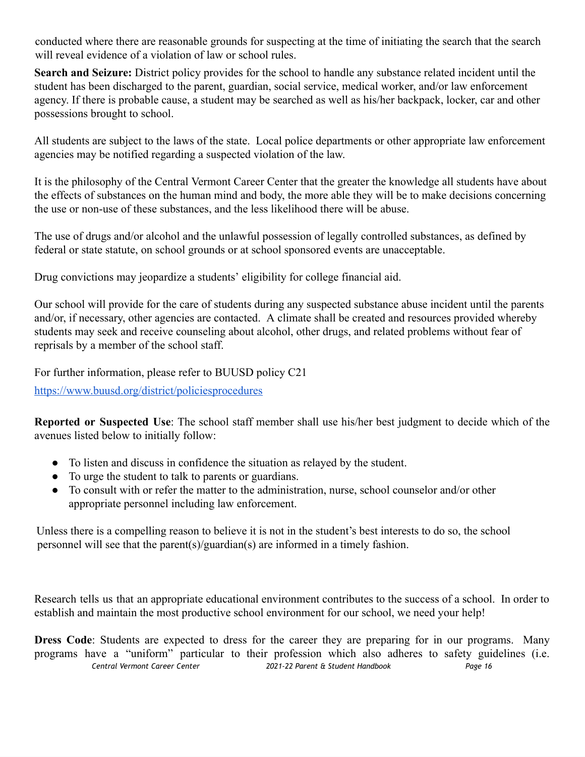conducted where there are reasonable grounds for suspecting at the time of initiating the search that the search will reveal evidence of a violation of law or school rules.

**Search and Seizure:** District policy provides for the school to handle any substance related incident until the student has been discharged to the parent, guardian, social service, medical worker, and/or law enforcement agency. If there is probable cause, a student may be searched as well as his/her backpack, locker, car and other possessions brought to school.

All students are subject to the laws of the state. Local police departments or other appropriate law enforcement agencies may be notified regarding a suspected violation of the law.

It is the philosophy of the Central Vermont Career Center that the greater the knowledge all students have about the effects of substances on the human mind and body, the more able they will be to make decisions concerning the use or non-use of these substances, and the less likelihood there will be abuse.

The use of drugs and/or alcohol and the unlawful possession of legally controlled substances, as defined by federal or state statute, on school grounds or at school sponsored events are unacceptable.

Drug convictions may jeopardize a students' eligibility for college financial aid.

Our school will provide for the care of students during any suspected substance abuse incident until the parents and/or, if necessary, other agencies are contacted. A climate shall be created and resources provided whereby students may seek and receive counseling about alcohol, other drugs, and related problems without fear of reprisals by a member of the school staff.

For further information, please refer to BUUSD policy C21
[https://www.buusd.org/district/policiesprocedures](https://www.buusd.org/district/policiesprocedures)

**Reported or Suspected Use**: The school staff member shall use his/her best judgment to decide which of the avenues listed below to initially follow:

- To listen and discuss in confidence the situation as relayed by the student.
- To urge the student to talk to parents or guardians.
- To consult with or refer the matter to the administration, nurse, school counselor and/or other appropriate personnel including law enforcement.

Unless there is a compelling reason to believe it is not in the student's best interests to do so, the school personnel will see that the parent(s)/guardian(s) are informed in a timely fashion.

Research tells us that an appropriate educational environment contributes to the success of a school. In order to establish and maintain the most productive school environment for our school, we need your help!

**Dress Code**: Students are expected to dress for the career they are preparing for in our programs. Many programs have a "uniform" particular to their profession which also adheres to safety guidelines (i.e.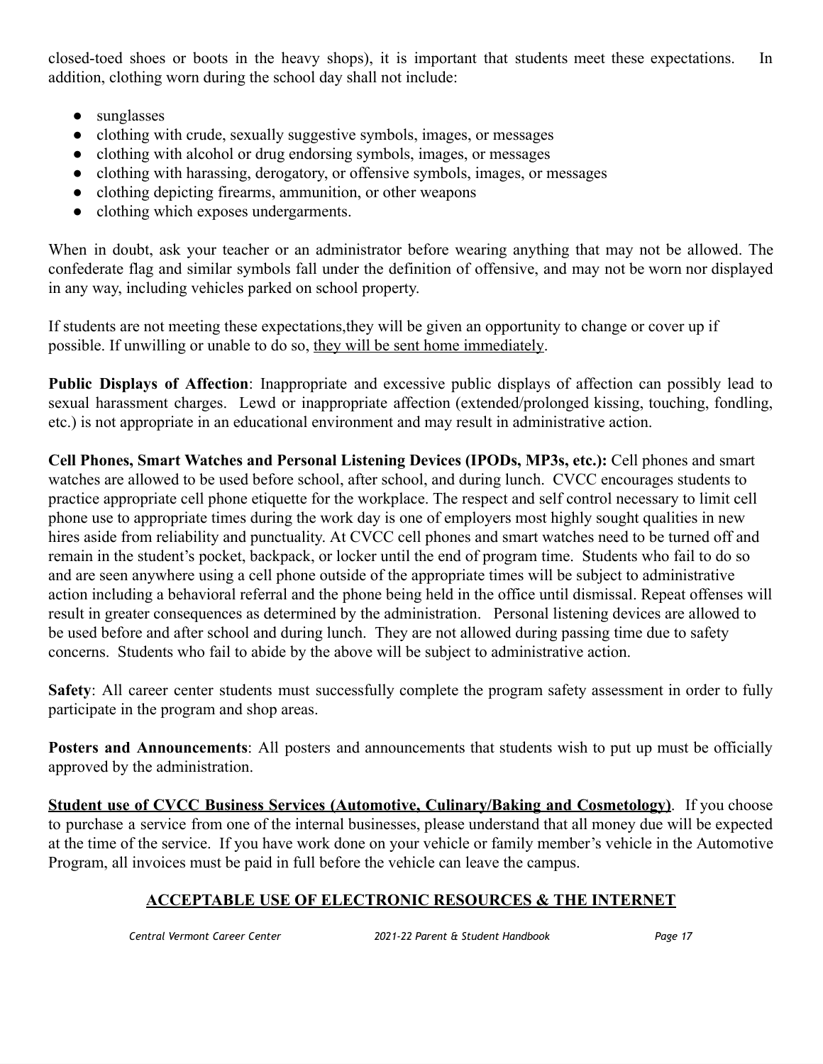closed-toed shoes or boots in the heavy shops), it is important that students meet these expectations. In addition, clothing worn during the school day shall not include:

- sunglasses
- clothing with crude, sexually suggestive symbols, images, or messages
- clothing with alcohol or drug endorsing symbols, images, or messages
- clothing with harassing, derogatory, or offensive symbols, images, or messages
- clothing depicting firearms, ammunition, or other weapons
- clothing which exposes undergarments.

When in doubt, ask your teacher or an administrator before wearing anything that may not be allowed. The confederate flag and similar symbols fall under the definition of offensive, and may not be worn nor displayed in any way, including vehicles parked on school property.

If students are not meeting these expectations,they will be given an opportunity to change or cover up if possible. If unwilling or unable to do so, <u>they will be sent home immediately</u>.

**Public Displays of Affection**: Inappropriate and excessive public displays of affection can possibly lead to sexual harassment charges. Lewd or inappropriate affection (extended/prolonged kissing, touching, fondling, etc.) is not appropriate in an educational environment and may result in administrative action.

**Cell Phones, Smart Watches and Personal Listening Devices (IPODs, MP3s, etc.):** Cell phones and smart watches are allowed to be used before school, after school, and during lunch. CVCC encourages students to practice appropriate cell phone etiquette for the workplace. The respect and self control necessary to limit cell phone use to appropriate times during the work day is one of employers most highly sought qualities in new hires aside from reliability and punctuality. At CVCC cell phones and smart watches need to be turned off and remain in the student's pocket, backpack, or locker until the end of program time. Students who fail to do so and are seen anywhere using a cell phone outside of the appropriate times will be subject to administrative action including a behavioral referral and the phone being held in the office until dismissal. Repeat offenses will result in greater consequences as determined by the administration. Personal listening devices are allowed to be used before and after school and during lunch. They are not allowed during passing time due to safety concerns. Students who fail to abide by the above will be subject to administrative action.

**Safety**: All career center students must successfully complete the program safety assessment in order to fully participate in the program and shop areas.

**Posters and Announcements**: All posters and announcements that students wish to put up must be officially approved by the administration.

**<u>Student use of CVCC Business Services (Automotive, Culinary/Baking and Cosmetology)</u>**. If you choose to purchase a service from one of the internal businesses, please understand that all money due will be expected at the time of the service. If you have work done on your vehicle or family member's vehicle in the Automotive Program, all invoices must be paid in full before the vehicle can leave the campus.

## ACCEPTABLE USE OF ELECTRONIC RESOURCES & THE INTERNET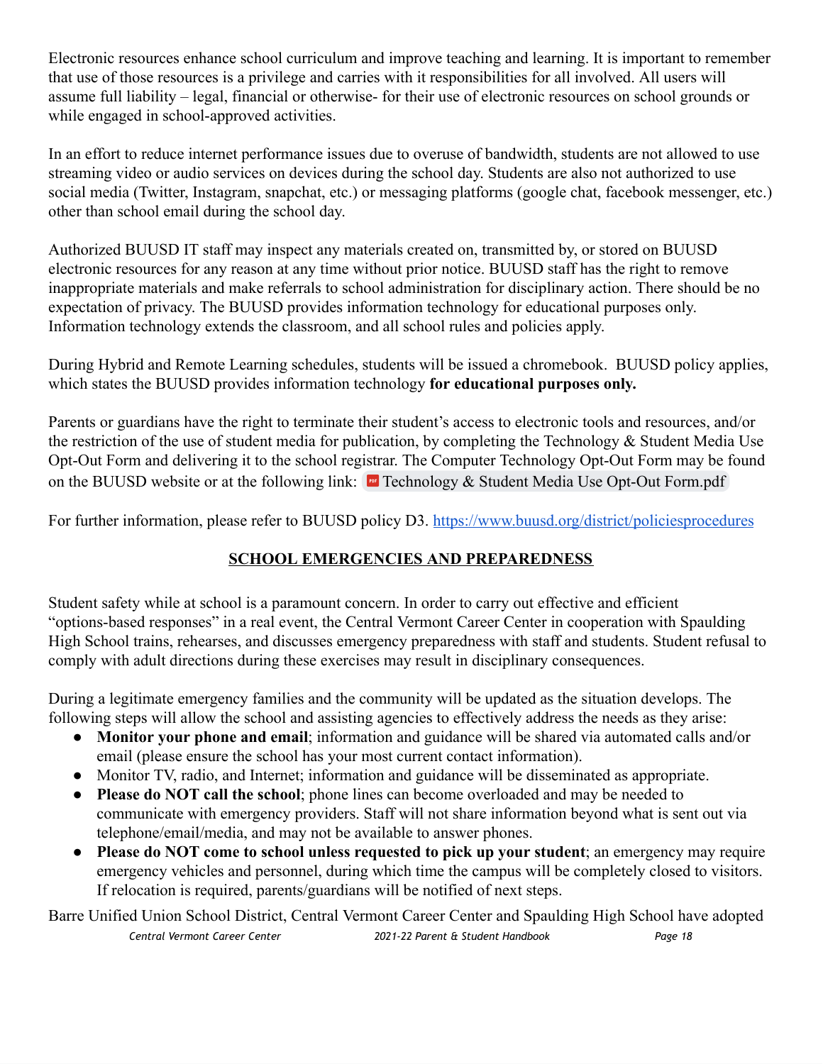Electronic resources enhance school curriculum and improve teaching and learning. It is important to remember that use of those resources is a privilege and carries with it responsibilities for all involved. All users will assume full liability – legal, financial or otherwise- for their use of electronic resources on school grounds or while engaged in school-approved activities.

In an effort to reduce internet performance issues due to overuse of bandwidth, students are not allowed to use streaming video or audio services on devices during the school day. Students are also not authorized to use social media (Twitter, Instagram, snapchat, etc.) or messaging platforms (google chat, facebook messenger, etc.) other than school email during the school day.

Authorized BUUSD IT staff may inspect any materials created on, transmitted by, or stored on BUUSD electronic resources for any reason at any time without prior notice. BUUSD staff has the right to remove inappropriate materials and make referrals to school administration for disciplinary action. There should be no expectation of privacy. The BUUSD provides information technology for educational purposes only. Information technology extends the classroom, and all school rules and policies apply.

During Hybrid and Remote Learning schedules, students will be issued a chromebook. BUUSD policy applies, which states the BUUSD provides information technology **for educational purposes only.**

Parents or guardians have the right to terminate their student's access to electronic tools and resources, and/or the restriction of the use of student media for publication, by completing the Technology & Student Media Use Opt-Out Form and delivering it to the school registrar. The Computer Technology Opt-Out Form may be found on the BUUSD website or at the following link: Technology & Student Media Use Opt-Out Form.pdf

For further information, please refer to BUUSD policy D3. https://www.buusd.org/district/policiesprocedures

## SCHOOL EMERGENCIES AND PREPAREDNESS

Student safety while at school is a paramount concern. In order to carry out effective and efficient "options-based responses" in a real event, the Central Vermont Career Center in cooperation with Spaulding High School trains, rehearses, and discusses emergency preparedness with staff and students. Student refusal to comply with adult directions during these exercises may result in disciplinary consequences.

During a legitimate emergency families and the community will be updated as the situation develops. The following steps will allow the school and assisting agencies to effectively address the needs as they arise:

- **Monitor your phone and email**; information and guidance will be shared via automated calls and/or email (please ensure the school has your most current contact information).
- Monitor TV, radio, and Internet; information and guidance will be disseminated as appropriate.
- **Please do NOT call the school**; phone lines can become overloaded and may be needed to communicate with emergency providers. Staff will not share information beyond what is sent out via telephone/email/media, and may not be available to answer phones.
- **Please do NOT come to school unless requested to pick up your student**; an emergency may require emergency vehicles and personnel, during which time the campus will be completely closed to visitors. If relocation is required, parents/guardians will be notified of next steps.

Barre Unified Union School District, Central Vermont Career Center and Spaulding High School have adopted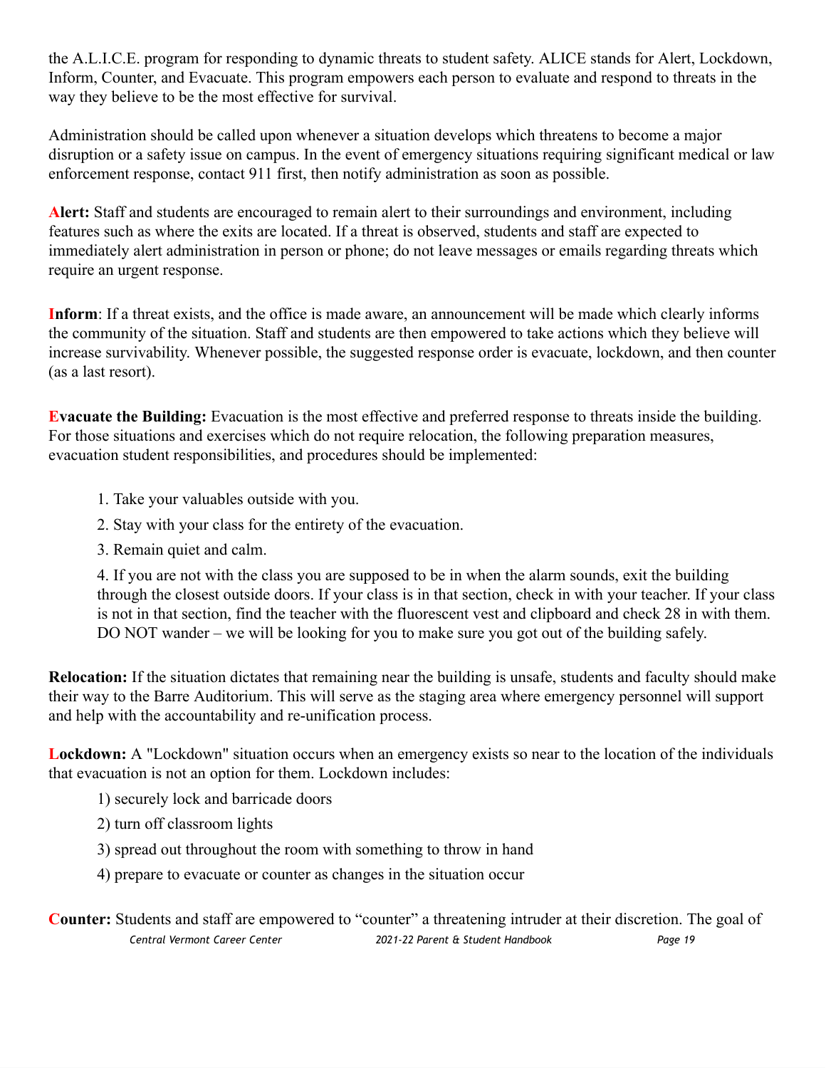the A.L.I.C.E. program for responding to dynamic threats to student safety. ALICE stands for Alert, Lockdown, Inform, Counter, and Evacuate. This program empowers each person to evaluate and respond to threats in the way they believe to be the most effective for survival.

Administration should be called upon whenever a situation develops which threatens to become a major disruption or a safety issue on campus. In the event of emergency situations requiring significant medical or law enforcement response, contact 911 first, then notify administration as soon as possible.

**Alert:** Staff and students are encouraged to remain alert to their surroundings and environment, including features such as where the exits are located. If a threat is observed, students and staff are expected to immediately alert administration in person or phone; do not leave messages or emails regarding threats which require an urgent response.

**Inform**: If a threat exists, and the office is made aware, an announcement will be made which clearly informs the community of the situation. Staff and students are then empowered to take actions which they believe will increase survivability. Whenever possible, the suggested response order is evacuate, lockdown, and then counter (as a last resort).

**Evacuate the Building:** Evacuation is the most effective and preferred response to threats inside the building. For those situations and exercises which do not require relocation, the following preparation measures, evacuation student responsibilities, and procedures should be implemented:

1. Take your valuables outside with you.
2. Stay with your class for the entirety of the evacuation.
3. Remain quiet and calm.
4. If you are not with the class you are supposed to be in when the alarm sounds, exit the building through the closest outside doors. If your class is in that section, check in with your teacher. If your class is not in that section, find the teacher with the fluorescent vest and clipboard and check 28 in with them. DO NOT wander – we will be looking for you to make sure you got out of the building safely.

**Relocation:** If the situation dictates that remaining near the building is unsafe, students and faculty should make their way to the Barre Auditorium. This will serve as the staging area where emergency personnel will support and help with the accountability and re-unification process.

**Lockdown:** A "Lockdown" situation occurs when an emergency exists so near to the location of the individuals that evacuation is not an option for them. Lockdown includes:

1) securely lock and barricade doors
2) turn off classroom lights
3) spread out throughout the room with something to throw in hand
4) prepare to evacuate or counter as changes in the situation occur

**Counter:** Students and staff are empowered to "counter" a threatening intruder at their discretion. The goal of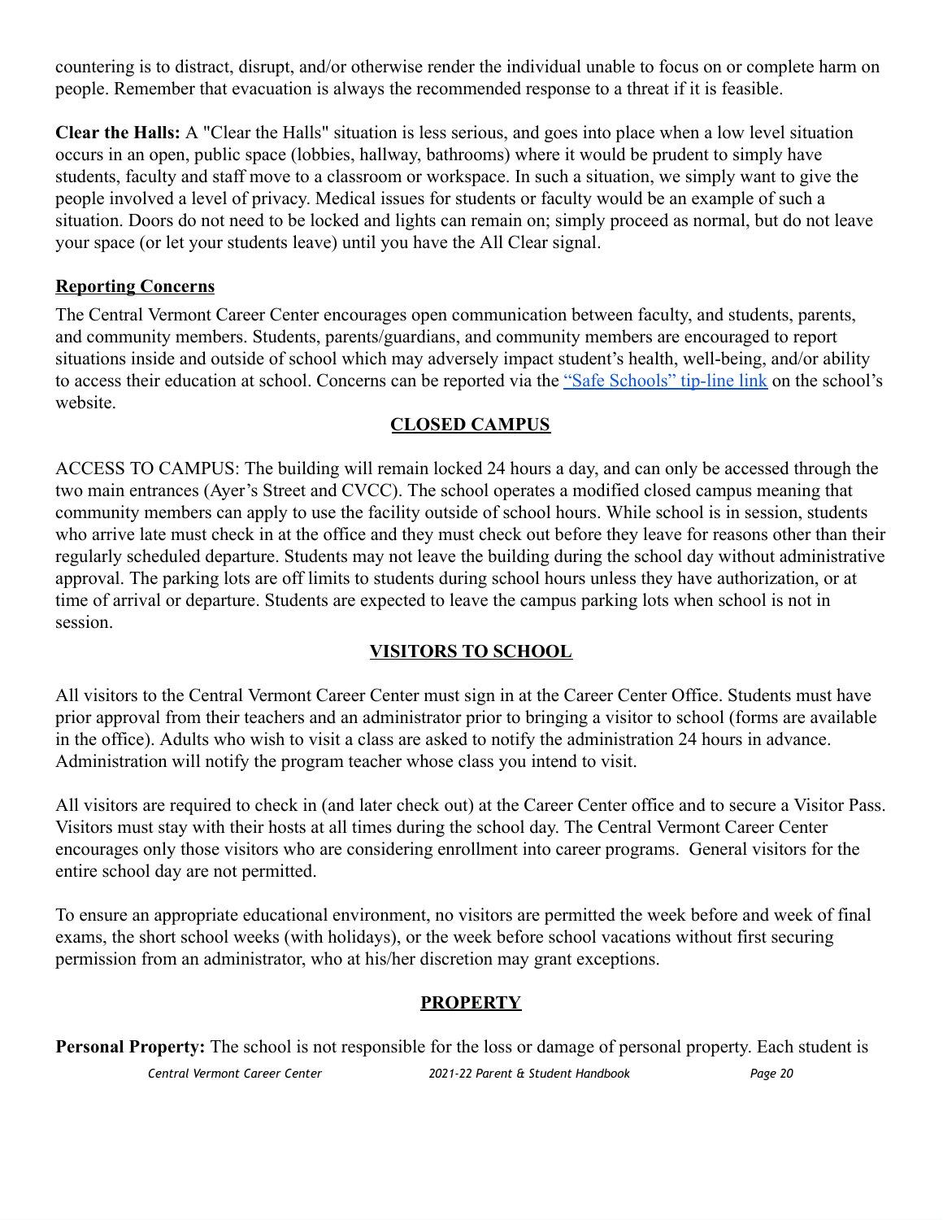countering is to distract, disrupt, and/or otherwise render the individual unable to focus on or complete harm on people. Remember that evacuation is always the recommended response to a threat if it is feasible.

**Clear the Halls:** A "Clear the Halls" situation is less serious, and goes into place when a low level situation occurs in an open, public space (lobbies, hallway, bathrooms) where it would be prudent to simply have students, faculty and staff move to a classroom or workspace. In such a situation, we simply want to give the people involved a level of privacy. Medical issues for students or faculty would be an example of such a situation. Doors do not need to be locked and lights can remain on; simply proceed as normal, but do not leave your space (or let your students leave) until you have the All Clear signal.

### Reporting Concerns

The Central Vermont Career Center encourages open communication between faculty, and students, parents, and community members. Students, parents/guardians, and community members are encouraged to report situations inside and outside of school which may adversely impact student's health, well-being, and/or ability to access their education at school. Concerns can be reported via the "Safe Schools" tip-line link on the school's website.

## CLOSED CAMPUS

ACCESS TO CAMPUS: The building will remain locked 24 hours a day, and can only be accessed through the two main entrances (Ayer's Street and CVCC). The school operates a modified closed campus meaning that community members can apply to use the facility outside of school hours. While school is in session, students who arrive late must check in at the office and they must check out before they leave for reasons other than their regularly scheduled departure. Students may not leave the building during the school day without administrative approval. The parking lots are off limits to students during school hours unless they have authorization, or at time of arrival or departure. Students are expected to leave the campus parking lots when school is not in session.

## VISITORS TO SCHOOL

All visitors to the Central Vermont Career Center must sign in at the Career Center Office. Students must have prior approval from their teachers and an administrator prior to bringing a visitor to school (forms are available in the office). Adults who wish to visit a class are asked to notify the administration 24 hours in advance. Administration will notify the program teacher whose class you intend to visit.

All visitors are required to check in (and later check out) at the Career Center office and to secure a Visitor Pass. Visitors must stay with their hosts at all times during the school day. The Central Vermont Career Center encourages only those visitors who are considering enrollment into career programs. General visitors for the entire school day are not permitted.

To ensure an appropriate educational environment, no visitors are permitted the week before and week of final exams, the short school weeks (with holidays), or the week before school vacations without first securing permission from an administrator, who at his/her discretion may grant exceptions.

## PROPERTY

**Personal Property:** The school is not responsible for the loss or damage of personal property. Each student is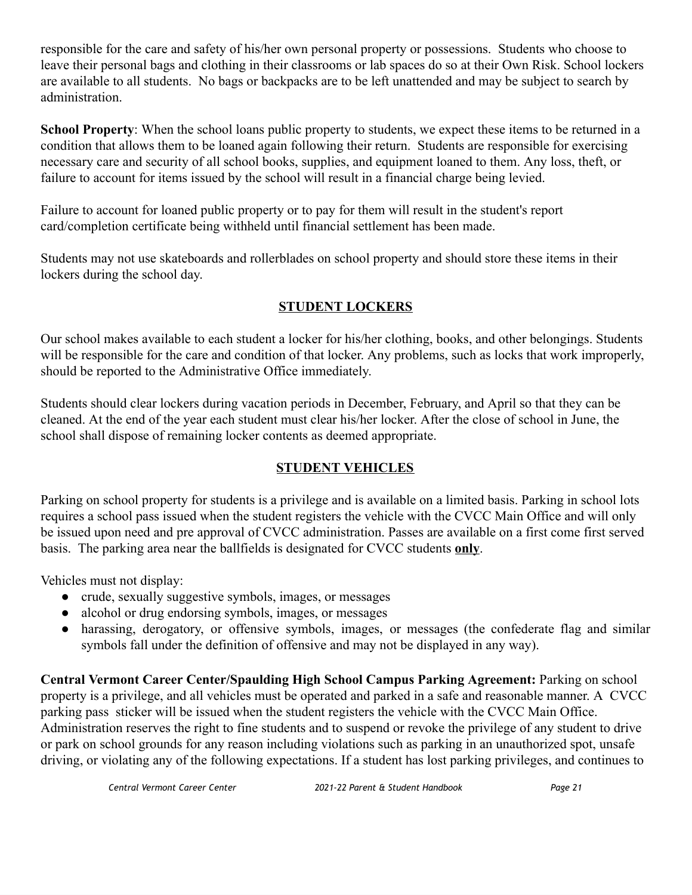responsible for the care and safety of his/her own personal property or possessions. Students who choose to leave their personal bags and clothing in their classrooms or lab spaces do so at their Own Risk. School lockers are available to all students. No bags or backpacks are to be left unattended and may be subject to search by administration.

**School Property**: When the school loans public property to students, we expect these items to be returned in a condition that allows them to be loaned again following their return. Students are responsible for exercising necessary care and security of all school books, supplies, and equipment loaned to them. Any loss, theft, or failure to account for items issued by the school will result in a financial charge being levied.

Failure to account for loaned public property or to pay for them will result in the student's report card/completion certificate being withheld until financial settlement has been made.

Students may not use skateboards and rollerblades on school property and should store these items in their lockers during the school day.

## STUDENT LOCKERS

Our school makes available to each student a locker for his/her clothing, books, and other belongings. Students will be responsible for the care and condition of that locker. Any problems, such as locks that work improperly, should be reported to the Administrative Office immediately.

Students should clear lockers during vacation periods in December, February, and April so that they can be cleaned. At the end of the year each student must clear his/her locker. After the close of school in June, the school shall dispose of remaining locker contents as deemed appropriate.

## STUDENT VEHICLES

Parking on school property for students is a privilege and is available on a limited basis. Parking in school lots requires a school pass issued when the student registers the vehicle with the CVCC Main Office and will only be issued upon need and pre approval of CVCC administration. Passes are available on a first come first served basis. The parking area near the ballfields is designated for CVCC students **only**.

Vehicles must not display:

- crude, sexually suggestive symbols, images, or messages
- alcohol or drug endorsing symbols, images, or messages
- harassing, derogatory, or offensive symbols, images, or messages (the confederate flag and similar symbols fall under the definition of offensive and may not be displayed in any way).

**Central Vermont Career Center/Spaulding High School Campus Parking Agreement:** Parking on school property is a privilege, and all vehicles must be operated and parked in a safe and reasonable manner. A CVCC parking pass sticker will be issued when the student registers the vehicle with the CVCC Main Office. Administration reserves the right to fine students and to suspend or revoke the privilege of any student to drive or park on school grounds for any reason including violations such as parking in an unauthorized spot, unsafe driving, or violating any of the following expectations. If a student has lost parking privileges, and continues to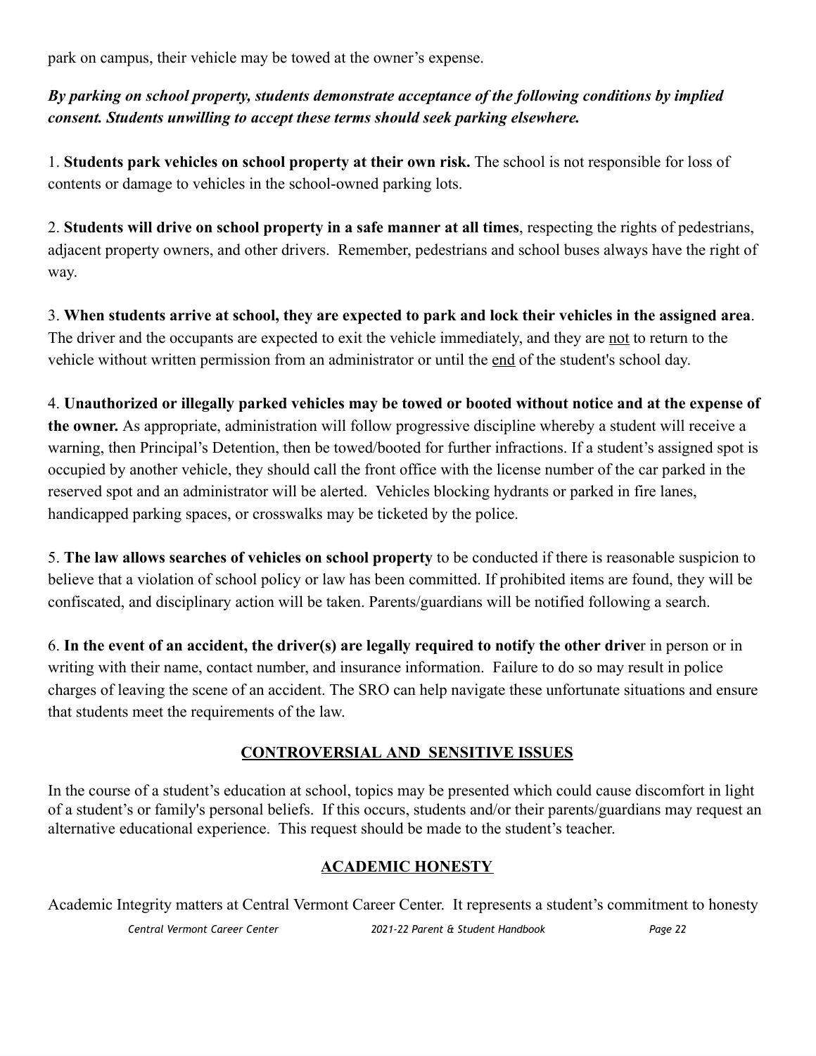park on campus, their vehicle may be towed at the owner's expense.

***By parking on school property, students demonstrate acceptance of the following conditions by implied consent. Students unwilling to accept these terms should seek parking elsewhere.***

1. **Students park vehicles on school property at their own risk.** The school is not responsible for loss of contents or damage to vehicles in the school-owned parking lots.

2. **Students will drive on school property in a safe manner at all times**, respecting the rights of pedestrians, adjacent property owners, and other drivers. Remember, pedestrians and school buses always have the right of way.

3. **When students arrive at school, they are expected to park and lock their vehicles in the assigned area**. The driver and the occupants are expected to exit the vehicle immediately, and they are not to return to the vehicle without written permission from an administrator or until the end of the student's school day.

4. **Unauthorized or illegally parked vehicles may be towed or booted without notice and at the expense of the owner.** As appropriate, administration will follow progressive discipline whereby a student will receive a warning, then Principal's Detention, then be towed/booted for further infractions. If a student's assigned spot is occupied by another vehicle, they should call the front office with the license number of the car parked in the reserved spot and an administrator will be alerted. Vehicles blocking hydrants or parked in fire lanes, handicapped parking spaces, or crosswalks may be ticketed by the police.

5. **The law allows searches of vehicles on school property** to be conducted if there is reasonable suspicion to believe that a violation of school policy or law has been committed. If prohibited items are found, they will be confiscated, and disciplinary action will be taken. Parents/guardians will be notified following a search.

6. **In the event of an accident, the driver(s) are legally required to notify the other drive**r in person or in writing with their name, contact number, and insurance information. Failure to do so may result in police charges of leaving the scene of an accident. The SRO can help navigate these unfortunate situations and ensure that students meet the requirements of the law.

## CONTROVERSIAL AND SENSITIVE ISSUES

In the course of a student's education at school, topics may be presented which could cause discomfort in light of a student's or family's personal beliefs. If this occurs, students and/or their parents/guardians may request an alternative educational experience. This request should be made to the student's teacher.

## ACADEMIC HONESTY

Academic Integrity matters at Central Vermont Career Center. It represents a student's commitment to honesty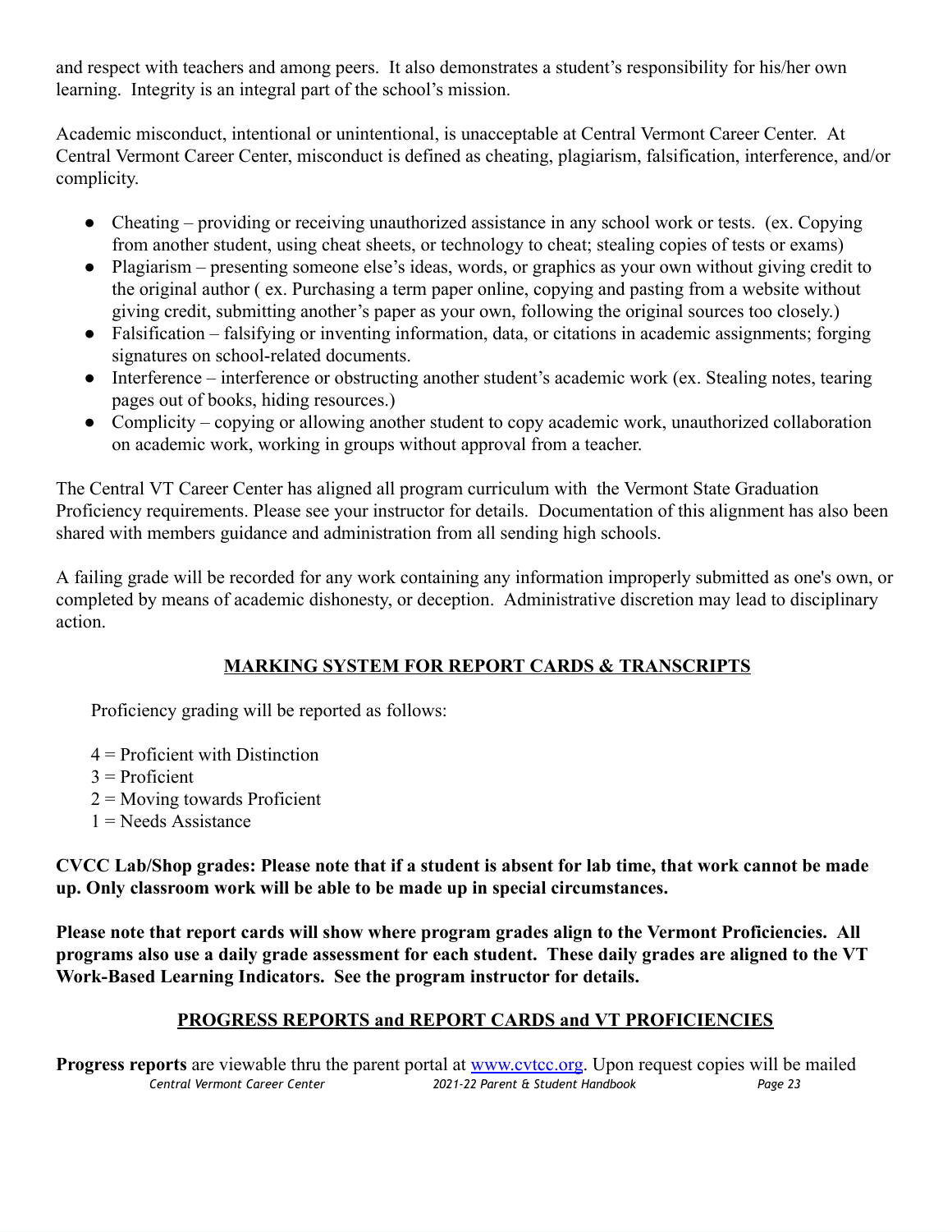and respect with teachers and among peers. It also demonstrates a student's responsibility for his/her own learning. Integrity is an integral part of the school's mission.

Academic misconduct, intentional or unintentional, is unacceptable at Central Vermont Career Center. At Central Vermont Career Center, misconduct is defined as cheating, plagiarism, falsification, interference, and/or complicity.

- Cheating – providing or receiving unauthorized assistance in any school work or tests. (ex. Copying from another student, using cheat sheets, or technology to cheat; stealing copies of tests or exams)
- Plagiarism – presenting someone else's ideas, words, or graphics as your own without giving credit to the original author ( ex. Purchasing a term paper online, copying and pasting from a website without giving credit, submitting another's paper as your own, following the original sources too closely.)
- Falsification – falsifying or inventing information, data, or citations in academic assignments; forging signatures on school-related documents.
- Interference – interference or obstructing another student's academic work (ex. Stealing notes, tearing pages out of books, hiding resources.)
- Complicity – copying or allowing another student to copy academic work, unauthorized collaboration on academic work, working in groups without approval from a teacher.

The Central VT Career Center has aligned all program curriculum with the Vermont State Graduation Proficiency requirements. Please see your instructor for details. Documentation of this alignment has also been shared with members guidance and administration from all sending high schools.

A failing grade will be recorded for any work containing any information improperly submitted as one's own, or completed by means of academic dishonesty, or deception. Administrative discretion may lead to disciplinary action.

## MARKING SYSTEM FOR REPORT CARDS & TRANSCRIPTS

Proficiency grading will be reported as follows:

4 = Proficient with Distinction
3 = Proficient
2 = Moving towards Proficient
1 = Needs Assistance

**CVCC Lab/Shop grades: Please note that if a student is absent for lab time, that work cannot be made up. Only classroom work will be able to be made up in special circumstances.**

**Please note that report cards will show where program grades align to the Vermont Proficiencies. All programs also use a daily grade assessment for each student. These daily grades are aligned to the VT Work-Based Learning Indicators. See the program instructor for details.**

## PROGRESS REPORTS and REPORT CARDS and VT PROFICIENCIES

**Progress reports** are viewable thru the parent portal at [www.cvtcc.org](www.cvtcc.org). Upon request copies will be mailed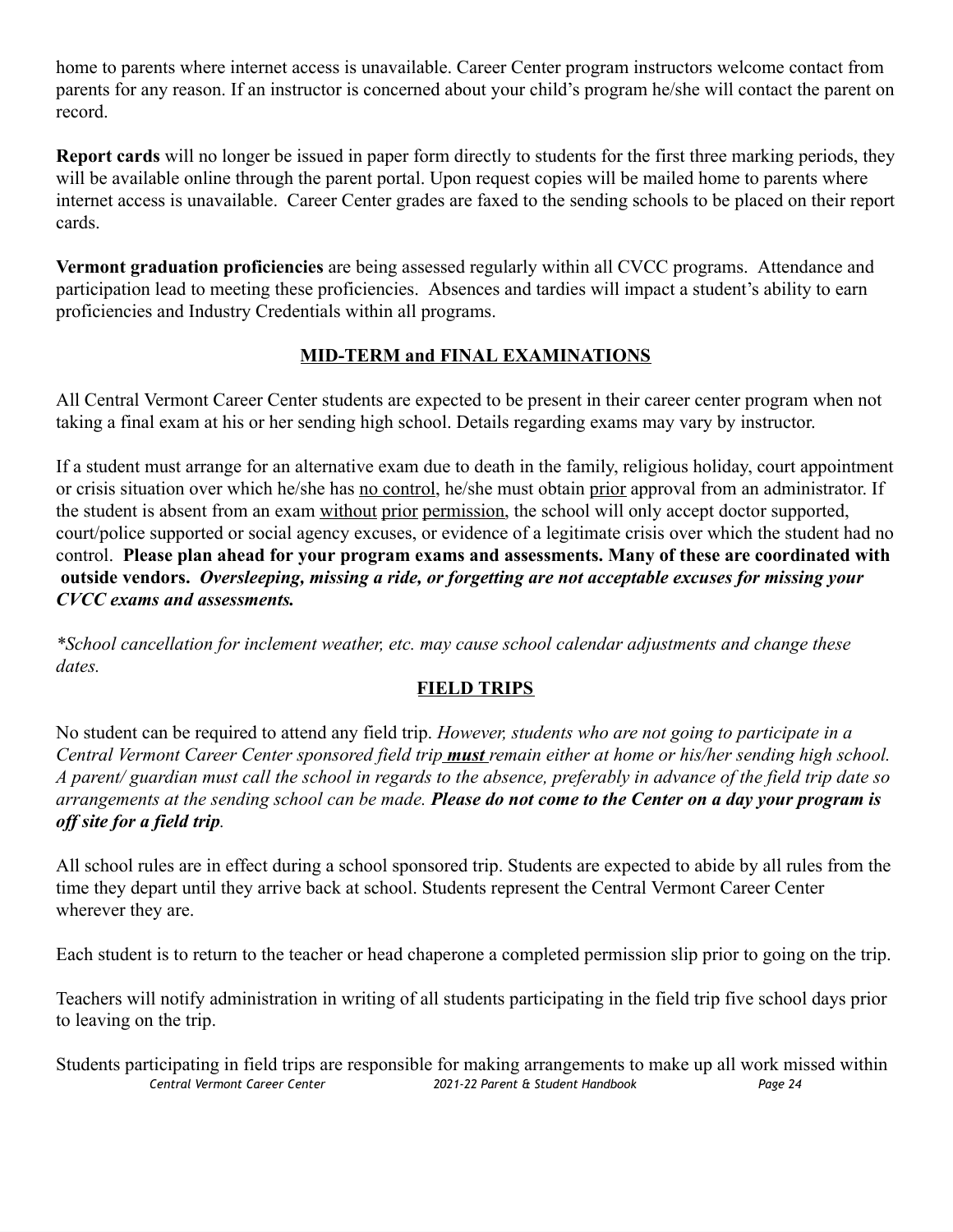home to parents where internet access is unavailable. Career Center program instructors welcome contact from parents for any reason. If an instructor is concerned about your child's program he/she will contact the parent on record.

**Report cards** will no longer be issued in paper form directly to students for the first three marking periods, they will be available online through the parent portal. Upon request copies will be mailed home to parents where internet access is unavailable. Career Center grades are faxed to the sending schools to be placed on their report cards.

**Vermont graduation proficiencies** are being assessed regularly within all CVCC programs. Attendance and participation lead to meeting these proficiencies. Absences and tardies will impact a student's ability to earn proficiencies and Industry Credentials within all programs.

## MID-TERM and FINAL EXAMINATIONS

All Central Vermont Career Center students are expected to be present in their career center program when not taking a final exam at his or her sending high school. Details regarding exams may vary by instructor.

If a student must arrange for an alternative exam due to death in the family, religious holiday, court appointment or crisis situation over which he/she has no control, he/she must obtain prior approval from an administrator. If the student is absent from an exam without prior permission, the school will only accept doctor supported, court/police supported or social agency excuses, or evidence of a legitimate crisis over which the student had no control. **Please plan ahead for your program exams and assessments. Many of these are coordinated with outside vendors.** ***Oversleeping, missing a ride, or forgetting are not acceptable excuses for missing your CVCC exams and assessments.***

*\*School cancellation for inclement weather, etc. may cause school calendar adjustments and change these dates.*

## FIELD TRIPS

No student can be required to attend any field trip. *However, students who are not going to participate in a Central Vermont Career Center sponsored field trip **must** remain either at home or his/her sending high school. A parent/ guardian must call the school in regards to the absence, preferably in advance of the field trip date so arrangements at the sending school can be made.* ***Please do not come to the Center on a day your program is off site for a field trip.***

All school rules are in effect during a school sponsored trip. Students are expected to abide by all rules from the time they depart until they arrive back at school. Students represent the Central Vermont Career Center wherever they are.

Each student is to return to the teacher or head chaperone a completed permission slip prior to going on the trip.

Teachers will notify administration in writing of all students participating in the field trip five school days prior to leaving on the trip.

Students participating in field trips are responsible for making arrangements to make up all work missed within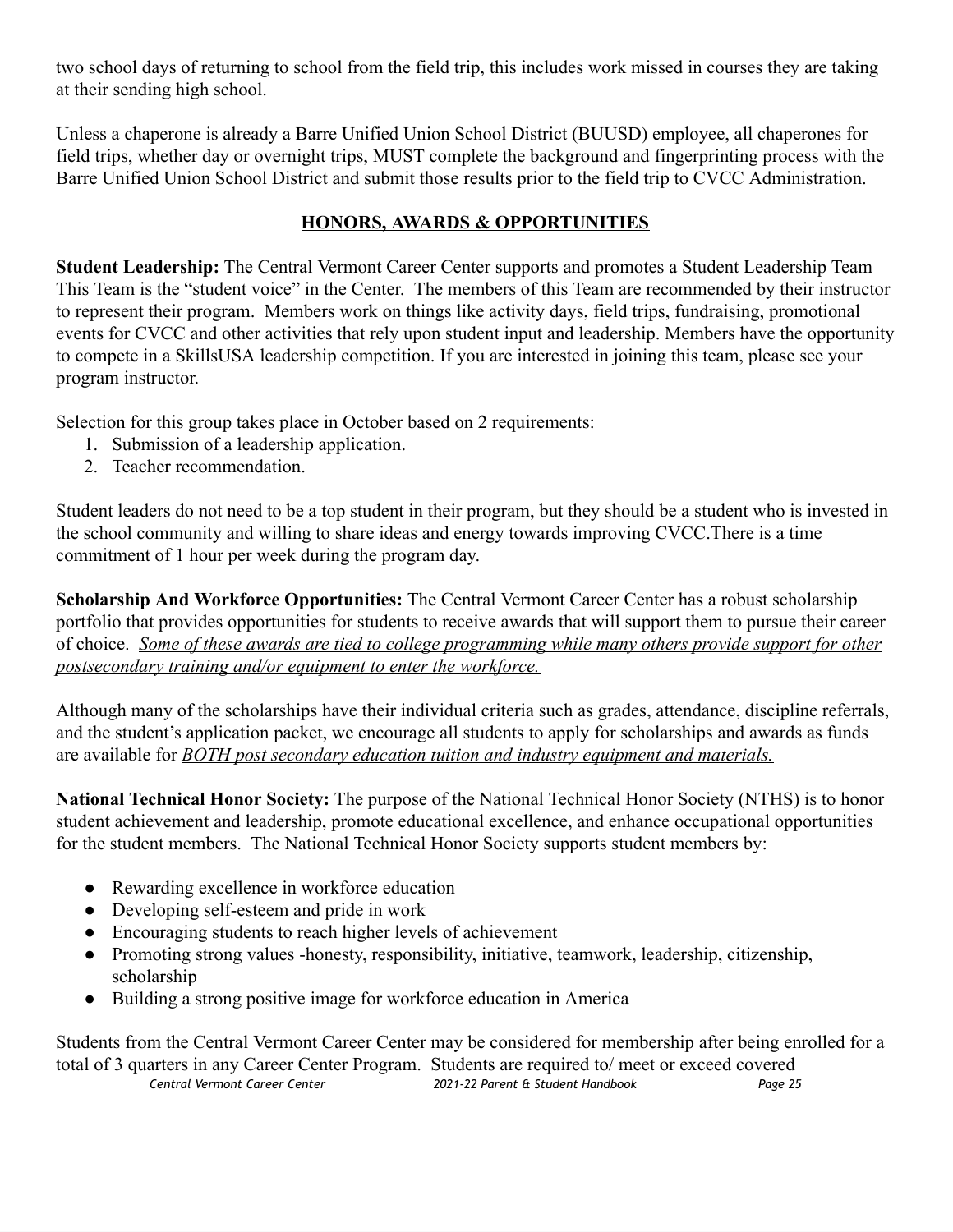two school days of returning to school from the field trip, this includes work missed in courses they are taking at their sending high school.

Unless a chaperone is already a Barre Unified Union School District (BUUSD) employee, all chaperones for field trips, whether day or overnight trips, MUST complete the background and fingerprinting process with the Barre Unified Union School District and submit those results prior to the field trip to CVCC Administration.

## HONORS, AWARDS & OPPORTUNITIES

**Student Leadership:** The Central Vermont Career Center supports and promotes a Student Leadership Team This Team is the "student voice" in the Center. The members of this Team are recommended by their instructor to represent their program. Members work on things like activity days, field trips, fundraising, promotional events for CVCC and other activities that rely upon student input and leadership. Members have the opportunity to compete in a SkillsUSA leadership competition. If you are interested in joining this team, please see your program instructor.

Selection for this group takes place in October based on 2 requirements:

1. Submission of a leadership application.
2. Teacher recommendation.

Student leaders do not need to be a top student in their program, but they should be a student who is invested in the school community and willing to share ideas and energy towards improving CVCC.There is a time commitment of 1 hour per week during the program day.

**Scholarship And Workforce Opportunities:** The Central Vermont Career Center has a robust scholarship portfolio that provides opportunities for students to receive awards that will support them to pursue their career of choice. *Some of these awards are tied to college programming while many others provide support for other postsecondary training and/or equipment to enter the workforce.*

Although many of the scholarships have their individual criteria such as grades, attendance, discipline referrals, and the student's application packet, we encourage all students to apply for scholarships and awards as funds are available for ***BOTH post secondary education tuition and industry equipment and materials.***

**National Technical Honor Society:** The purpose of the National Technical Honor Society (NTHS) is to honor student achievement and leadership, promote educational excellence, and enhance occupational opportunities for the student members. The National Technical Honor Society supports student members by:

- Rewarding excellence in workforce education
- Developing self-esteem and pride in work
- Encouraging students to reach higher levels of achievement
- Promoting strong values -honesty, responsibility, initiative, teamwork, leadership, citizenship, scholarship
- Building a strong positive image for workforce education in America

Students from the Central Vermont Career Center may be considered for membership after being enrolled for a total of 3 quarters in any Career Center Program. Students are required to/ meet or exceed covered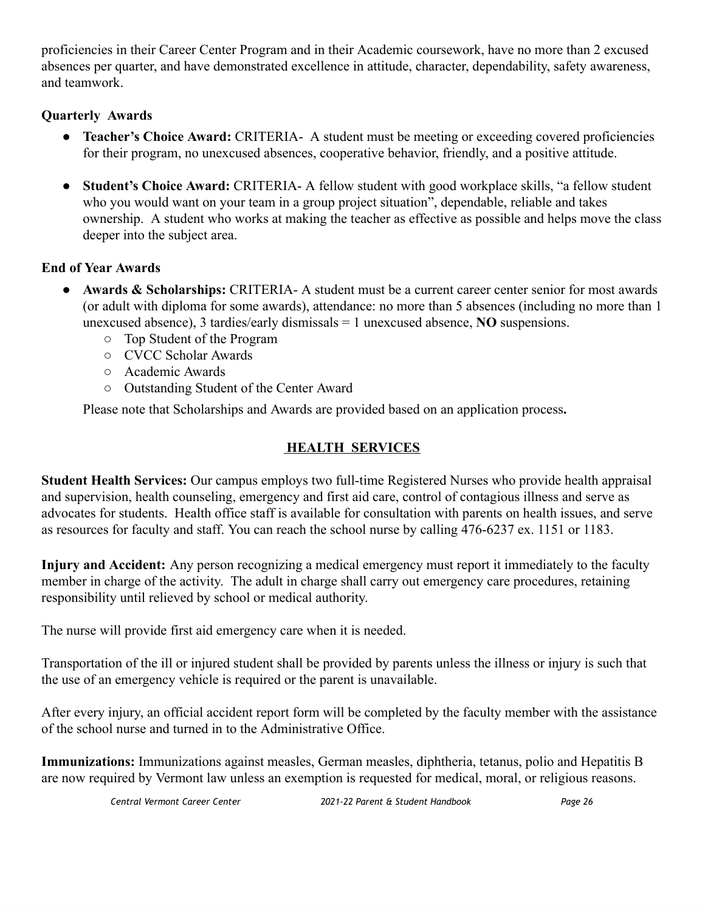proficiencies in their Career Center Program and in their Academic coursework, have no more than 2 excused absences per quarter, and have demonstrated excellence in attitude, character, dependability, safety awareness, and teamwork.

**Quarterly Awards**

- **Teacher's Choice Award:** CRITERIA- A student must be meeting or exceeding covered proficiencies for their program, no unexcused absences, cooperative behavior, friendly, and a positive attitude.
- **Student's Choice Award:** CRITERIA- A fellow student with good workplace skills, "a fellow student who you would want on your team in a group project situation", dependable, reliable and takes ownership. A student who works at making the teacher as effective as possible and helps move the class deeper into the subject area.

**End of Year Awards**

- **Awards & Scholarships:** CRITERIA- A student must be a current career center senior for most awards (or adult with diploma for some awards), attendance: no more than 5 absences (including no more than 1 unexcused absence), 3 tardies/early dismissals = 1 unexcused absence, **NO** suspensions.
  - Top Student of the Program
  - CVCC Scholar Awards
  - Academic Awards
  - Outstanding Student of the Center Award

  Please note that Scholarships and Awards are provided based on an application process**.**

## HEALTH SERVICES

**Student Health Services:** Our campus employs two full-time Registered Nurses who provide health appraisal and supervision, health counseling, emergency and first aid care, control of contagious illness and serve as advocates for students. Health office staff is available for consultation with parents on health issues, and serve as resources for faculty and staff. You can reach the school nurse by calling 476-6237 ex. 1151 or 1183.

**Injury and Accident:** Any person recognizing a medical emergency must report it immediately to the faculty member in charge of the activity. The adult in charge shall carry out emergency care procedures, retaining responsibility until relieved by school or medical authority.

The nurse will provide first aid emergency care when it is needed.

Transportation of the ill or injured student shall be provided by parents unless the illness or injury is such that the use of an emergency vehicle is required or the parent is unavailable.

After every injury, an official accident report form will be completed by the faculty member with the assistance of the school nurse and turned in to the Administrative Office.

**Immunizations:** Immunizations against measles, German measles, diphtheria, tetanus, polio and Hepatitis B are now required by Vermont law unless an exemption is requested for medical, moral, or religious reasons.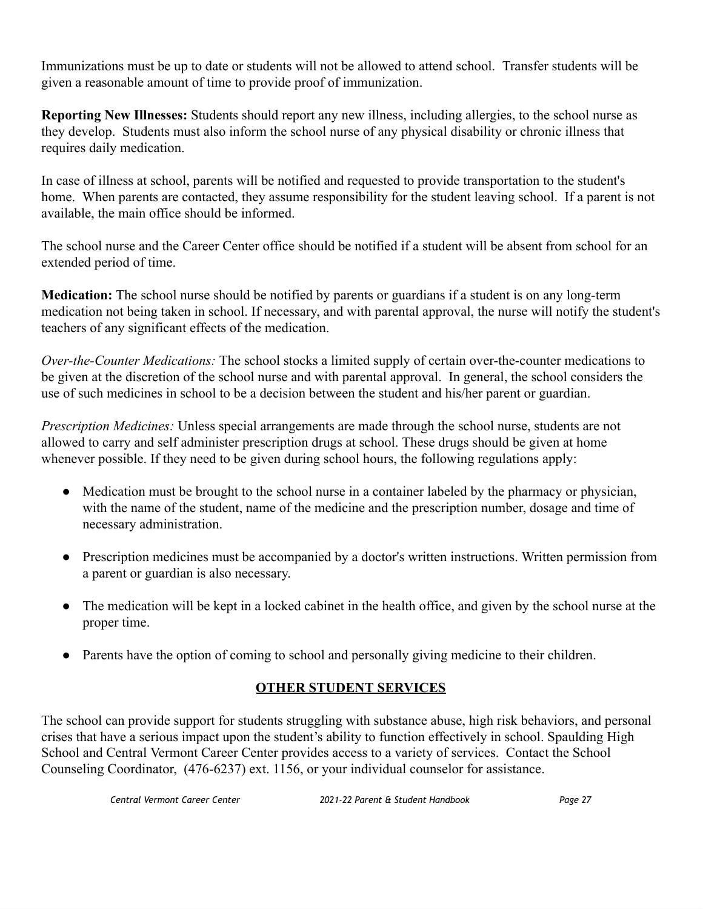Immunizations must be up to date or students will not be allowed to attend school. Transfer students will be given a reasonable amount of time to provide proof of immunization.

**Reporting New Illnesses:** Students should report any new illness, including allergies, to the school nurse as they develop. Students must also inform the school nurse of any physical disability or chronic illness that requires daily medication.

In case of illness at school, parents will be notified and requested to provide transportation to the student's home. When parents are contacted, they assume responsibility for the student leaving school. If a parent is not available, the main office should be informed.

The school nurse and the Career Center office should be notified if a student will be absent from school for an extended period of time.

**Medication:** The school nurse should be notified by parents or guardians if a student is on any long-term medication not being taken in school. If necessary, and with parental approval, the nurse will notify the student's teachers of any significant effects of the medication.

*Over-the-Counter Medications:* The school stocks a limited supply of certain over-the-counter medications to be given at the discretion of the school nurse and with parental approval. In general, the school considers the use of such medicines in school to be a decision between the student and his/her parent or guardian.

*Prescription Medicines:* Unless special arrangements are made through the school nurse, students are not allowed to carry and self administer prescription drugs at school. These drugs should be given at home whenever possible. If they need to be given during school hours, the following regulations apply:

- Medication must be brought to the school nurse in a container labeled by the pharmacy or physician, with the name of the student, name of the medicine and the prescription number, dosage and time of necessary administration.
- Prescription medicines must be accompanied by a doctor's written instructions. Written permission from a parent or guardian is also necessary.
- The medication will be kept in a locked cabinet in the health office, and given by the school nurse at the proper time.
- Parents have the option of coming to school and personally giving medicine to their children.

## OTHER STUDENT SERVICES

The school can provide support for students struggling with substance abuse, high risk behaviors, and personal crises that have a serious impact upon the student's ability to function effectively in school. Spaulding High School and Central Vermont Career Center provides access to a variety of services. Contact the School Counseling Coordinator, (476-6237) ext. 1156, or your individual counselor for assistance.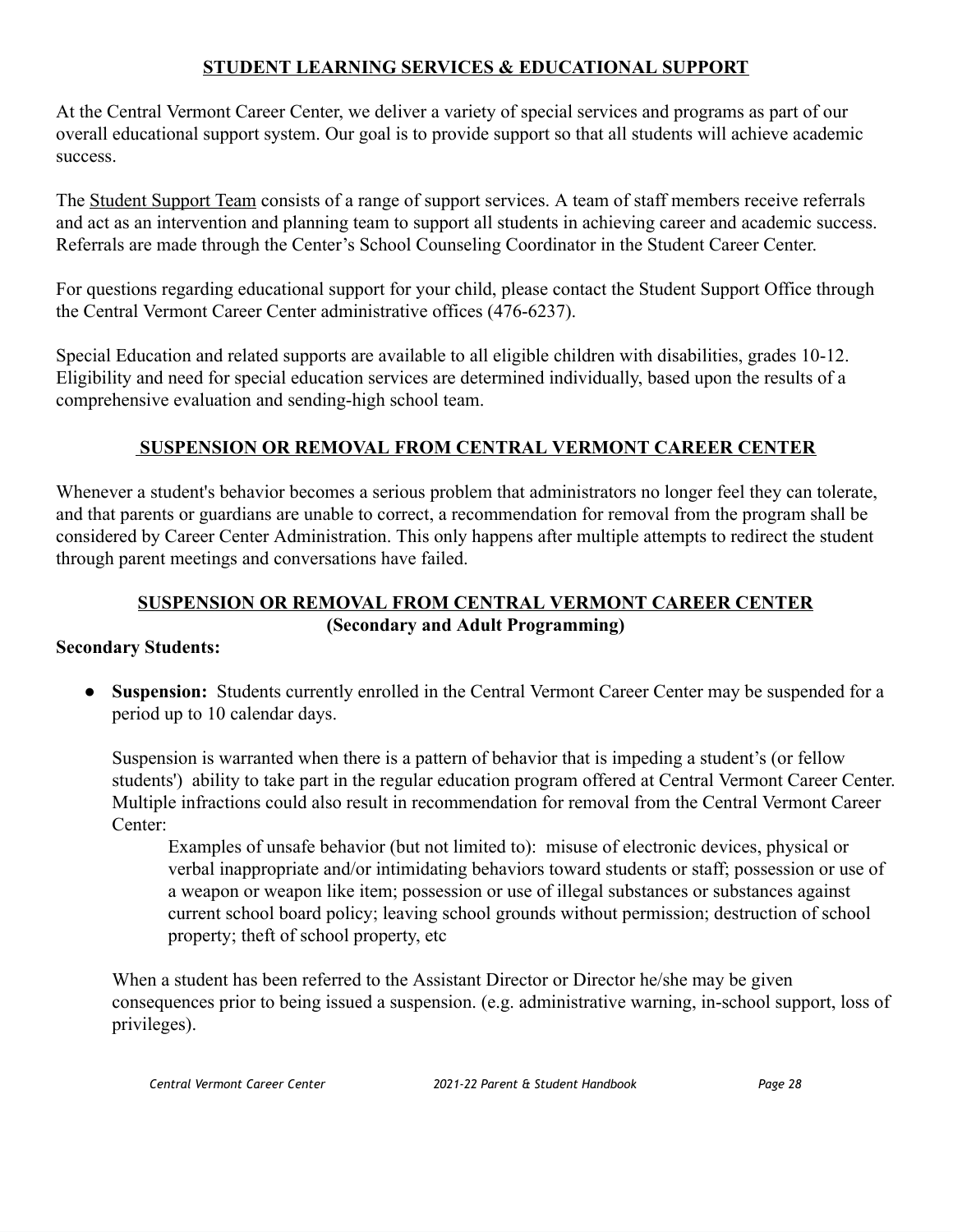## STUDENT LEARNING SERVICES & EDUCATIONAL SUPPORT

At the Central Vermont Career Center, we deliver a variety of special services and programs as part of our overall educational support system. Our goal is to provide support so that all students will achieve academic success.

The Student Support Team consists of a range of support services. A team of staff members receive referrals and act as an intervention and planning team to support all students in achieving career and academic success. Referrals are made through the Center's School Counseling Coordinator in the Student Career Center.

For questions regarding educational support for your child, please contact the Student Support Office through the Central Vermont Career Center administrative offices (476-6237).

Special Education and related supports are available to all eligible children with disabilities, grades 10-12. Eligibility and need for special education services are determined individually, based upon the results of a comprehensive evaluation and sending-high school team.

## SUSPENSION OR REMOVAL FROM CENTRAL VERMONT CAREER CENTER

Whenever a student's behavior becomes a serious problem that administrators no longer feel they can tolerate, and that parents or guardians are unable to correct, a recommendation for removal from the program shall be considered by Career Center Administration. This only happens after multiple attempts to redirect the student through parent meetings and conversations have failed.

## SUSPENSION OR REMOVAL FROM CENTRAL VERMONT CAREER CENTER (Secondary and Adult Programming)

**Secondary Students:**

- **Suspension:** Students currently enrolled in the Central Vermont Career Center may be suspended for a period up to 10 calendar days.

  Suspension is warranted when there is a pattern of behavior that is impeding a student's (or fellow students') ability to take part in the regular education program offered at Central Vermont Career Center. Multiple infractions could also result in recommendation for removal from the Central Vermont Career Center:

  Examples of unsafe behavior (but not limited to): misuse of electronic devices, physical or verbal inappropriate and/or intimidating behaviors toward students or staff; possession or use of a weapon or weapon like item; possession or use of illegal substances or substances against current school board policy; leaving school grounds without permission; destruction of school property; theft of school property, etc

  When a student has been referred to the Assistant Director or Director he/she may be given consequences prior to being issued a suspension. (e.g. administrative warning, in-school support, loss of privileges).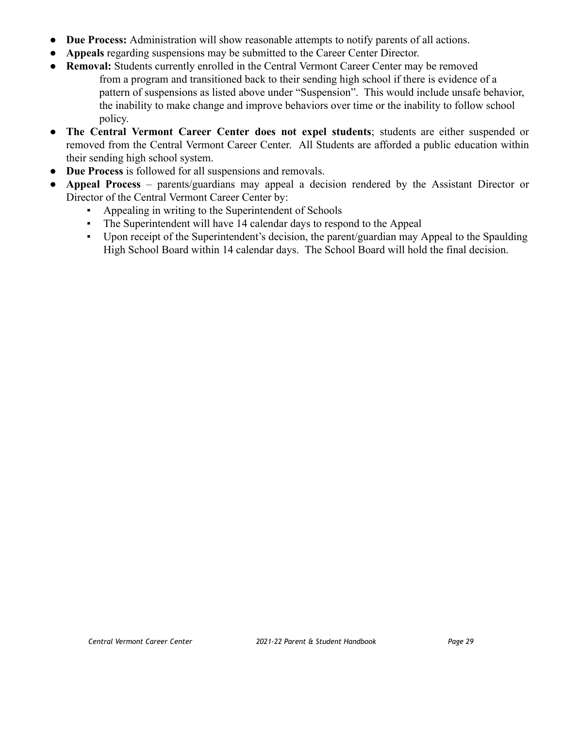- **Due Process:** Administration will show reasonable attempts to notify parents of all actions.
- **Appeals** regarding suspensions may be submitted to the Career Center Director.
- **Removal:** Students currently enrolled in the Central Vermont Career Center may be removed from a program and transitioned back to their sending high school if there is evidence of a pattern of suspensions as listed above under "Suspension". This would include unsafe behavior, the inability to make change and improve behaviors over time or the inability to follow school policy.
- **The Central Vermont Career Center does not expel students**; students are either suspended or removed from the Central Vermont Career Center. All Students are afforded a public education within their sending high school system.
- **Due Process** is followed for all suspensions and removals.
- **Appeal Process** – parents/guardians may appeal a decision rendered by the Assistant Director or Director of the Central Vermont Career Center by:
  - Appealing in writing to the Superintendent of Schools
  - The Superintendent will have 14 calendar days to respond to the Appeal
  - Upon receipt of the Superintendent's decision, the parent/guardian may Appeal to the Spaulding High School Board within 14 calendar days. The School Board will hold the final decision.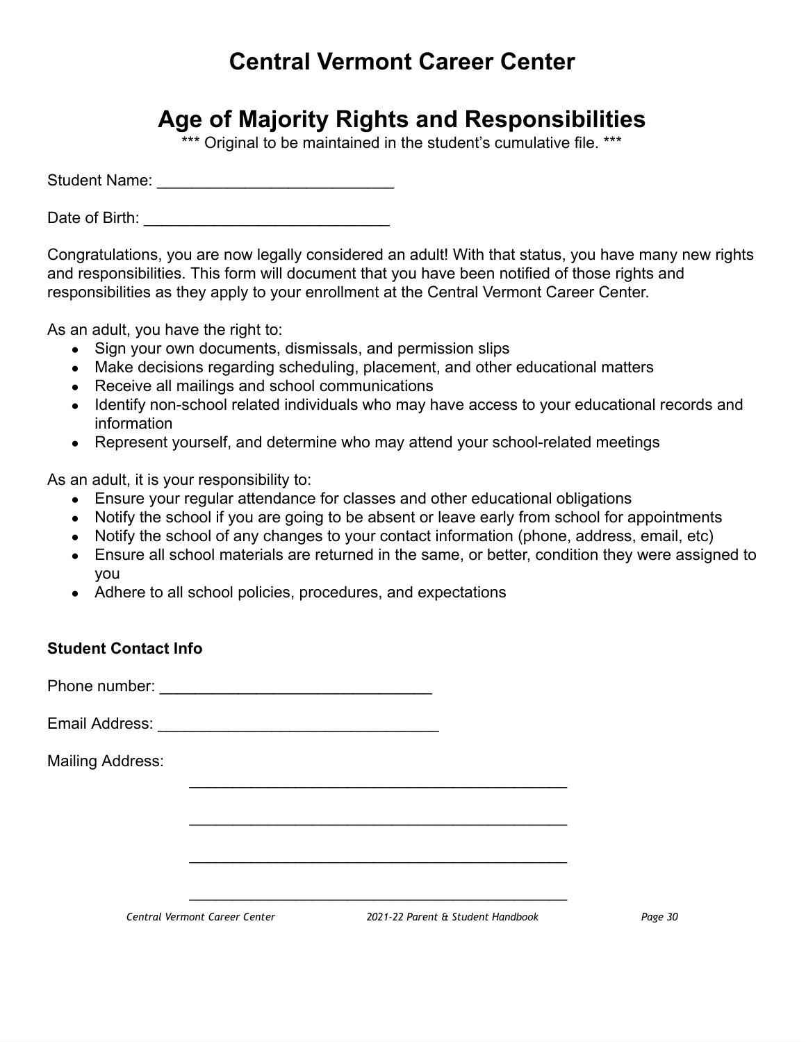# Central Vermont Career Center

## Age of Majority Rights and Responsibilities

*** Original to be maintained in the student's cumulative file. ***

Student Name: ___________________________

Date of Birth: ___________________________

Congratulations, you are now legally considered an adult! With that status, you have many new rights and responsibilities. This form will document that you have been notified of those rights and responsibilities as they apply to your enrollment at the Central Vermont Career Center.

As an adult, you have the right to:

- Sign your own documents, dismissals, and permission slips
- Make decisions regarding scheduling, placement, and other educational matters
- Receive all mailings and school communications
- Identify non-school related individuals who may have access to your educational records and information
- Represent yourself, and determine who may attend your school-related meetings

As an adult, it is your responsibility to:

- Ensure your regular attendance for classes and other educational obligations
- Notify the school if you are going to be absent or leave early from school for appointments
- Notify the school of any changes to your contact information (phone, address, email, etc)
- Ensure all school materials are returned in the same, or better, condition they were assigned to you
- Adhere to all school policies, procedures, and expectations

**Student Contact Info**

Phone number: _______________________________

Email Address: ________________________________

Mailing Address:

___________________________________________

___________________________________________

___________________________________________

___________________________________________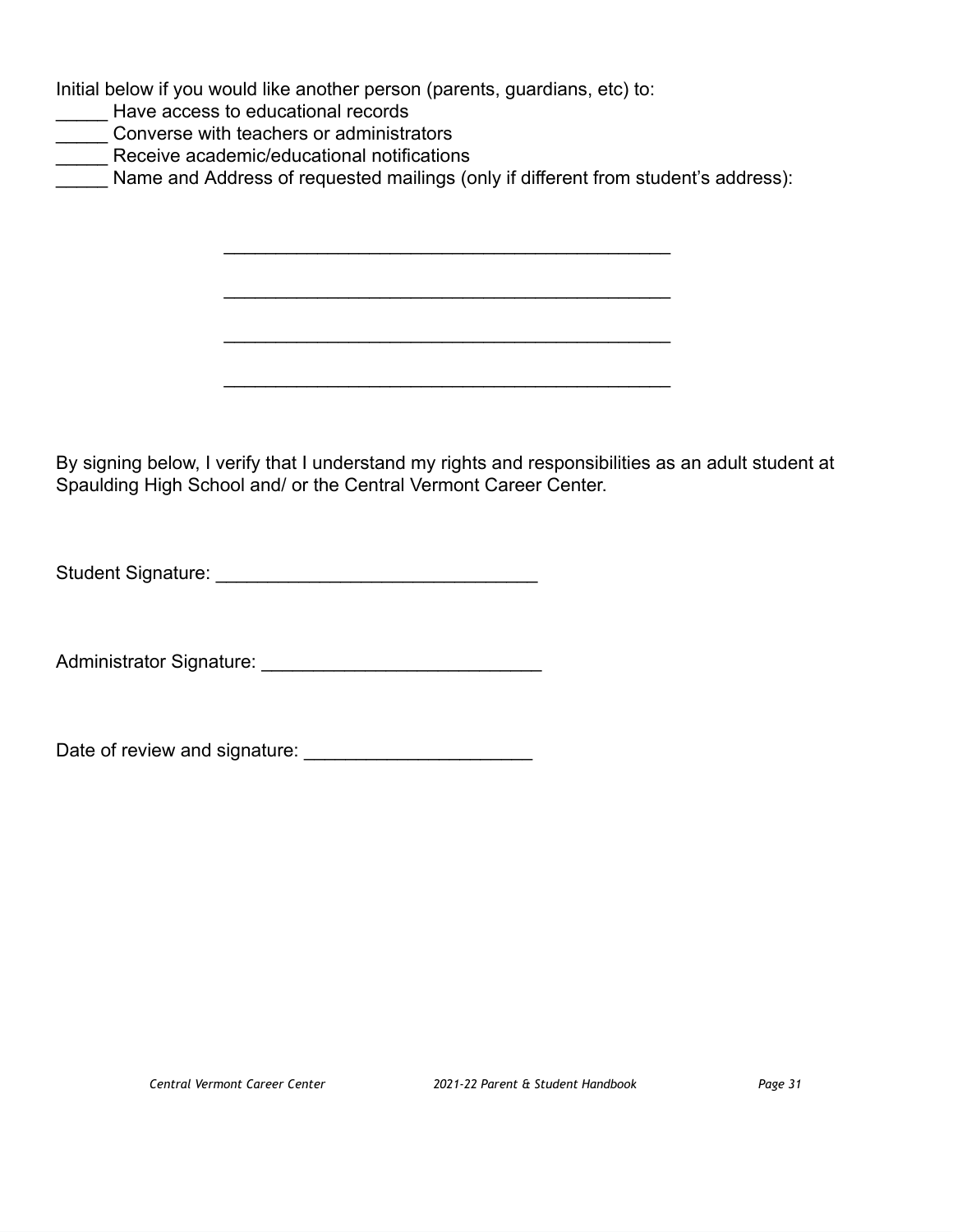Initial below if you would like another person (parents, guardians, etc) to:

_____ Have access to educational records
_____ Converse with teachers or administrators
_____ Receive academic/educational notifications
_____ Name and Address of requested mailings (only if different from student's address):

_____________________________________________

_____________________________________________

_____________________________________________

_____________________________________________

By signing below, I verify that I understand my rights and responsibilities as an adult student at Spaulding High School and/ or the Central Vermont Career Center.

Student Signature: ______________________________

Administrator Signature: __________________________

Date of review and signature: _____________________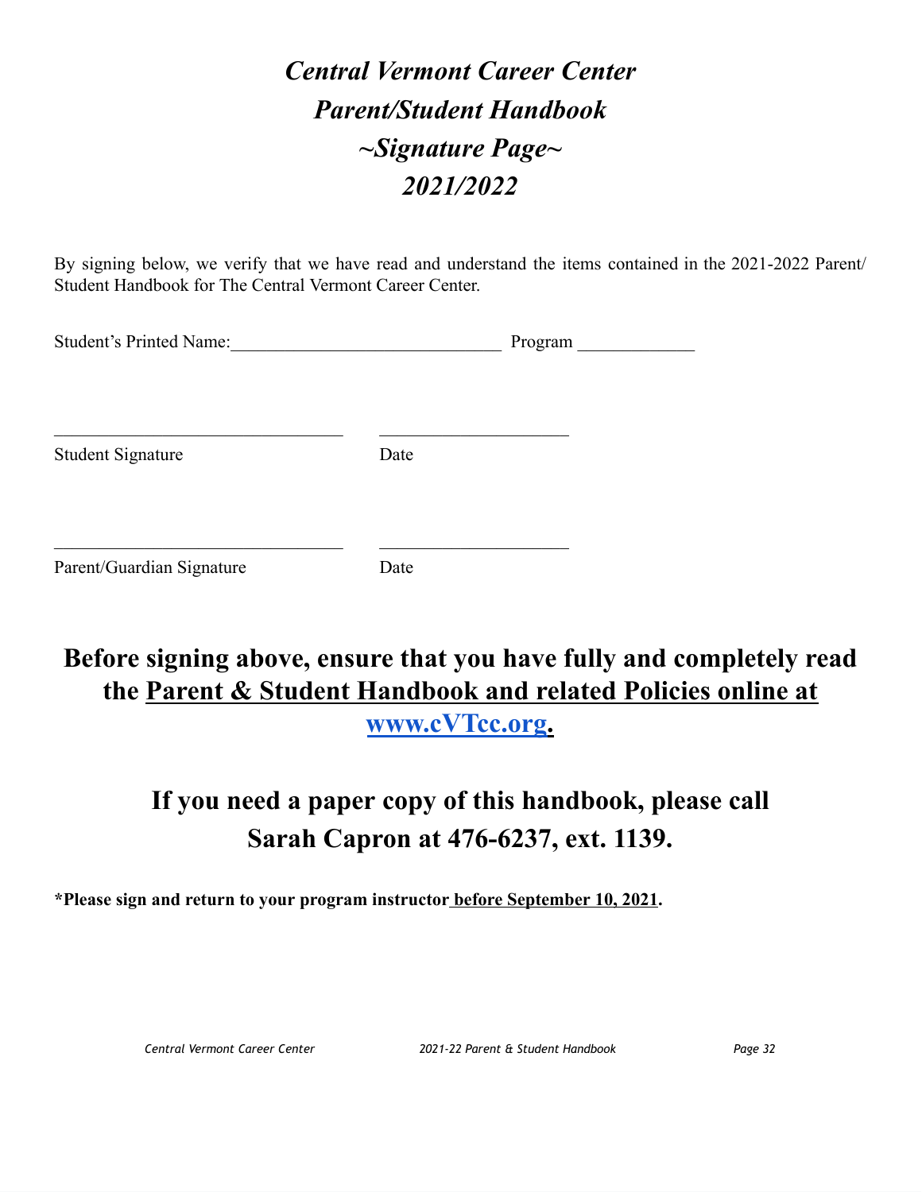# *Central Vermont Career Center*
# *Parent/Student Handbook*
# *~Signature Page~*
# *2021/2022*

By signing below, we verify that we have read and understand the items contained in the 2021-2022 Parent/ Student Handbook for The Central Vermont Career Center.

Student's Printed Name:______________________________ Program _____________

________________________________ ____________________

Student Signature Date

________________________________ ____________________

Parent/Guardian Signature Date

**Before signing above, ensure that you have fully and completely read the Parent & Student Handbook and related Policies online at [www.cVTcc.org](http://www.cVTcc.org).**

**If you need a paper copy of this handbook, please call Sarah Capron at 476-6237, ext. 1139.**

***Please sign and return to your program instructor before September 10, 2021.**